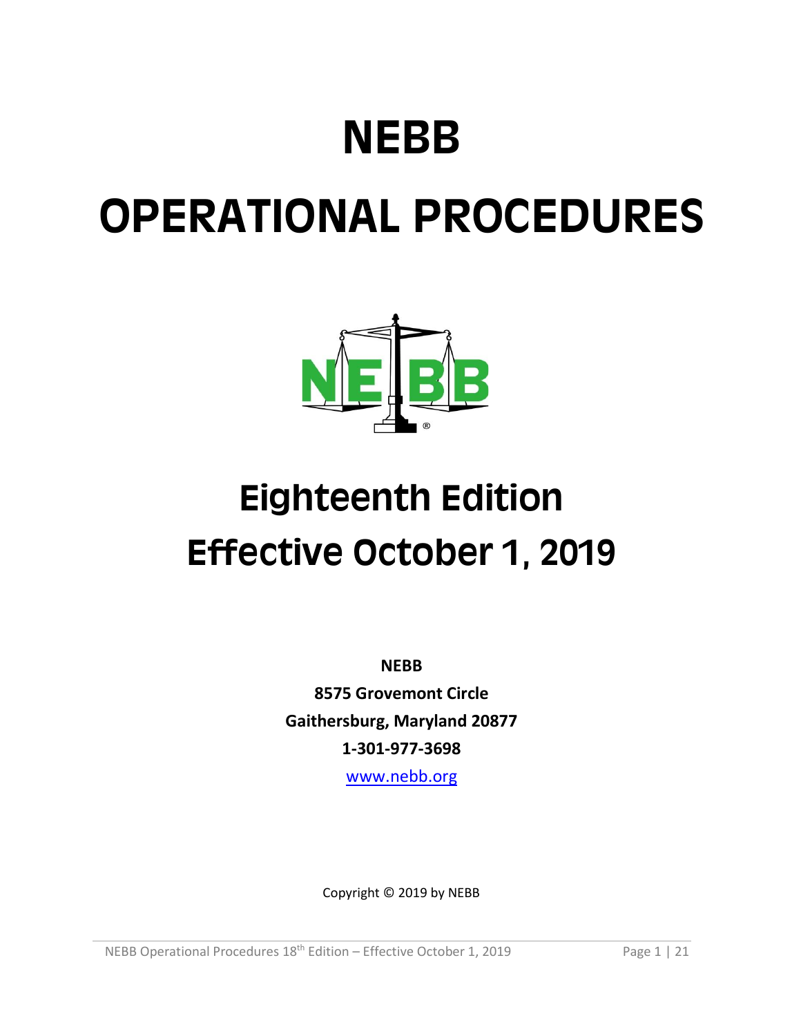# NEBB

# OPERATIONAL PROCEDURES

## Eighteenth Edition

## Effective October 1, 2019

**NEBB**

**8575 Grovemont Circle**

**Gaithersburg, Maryland 20877**

**1-301-977-3698**

www.nebb.org

Copyright © 2019 by NEBB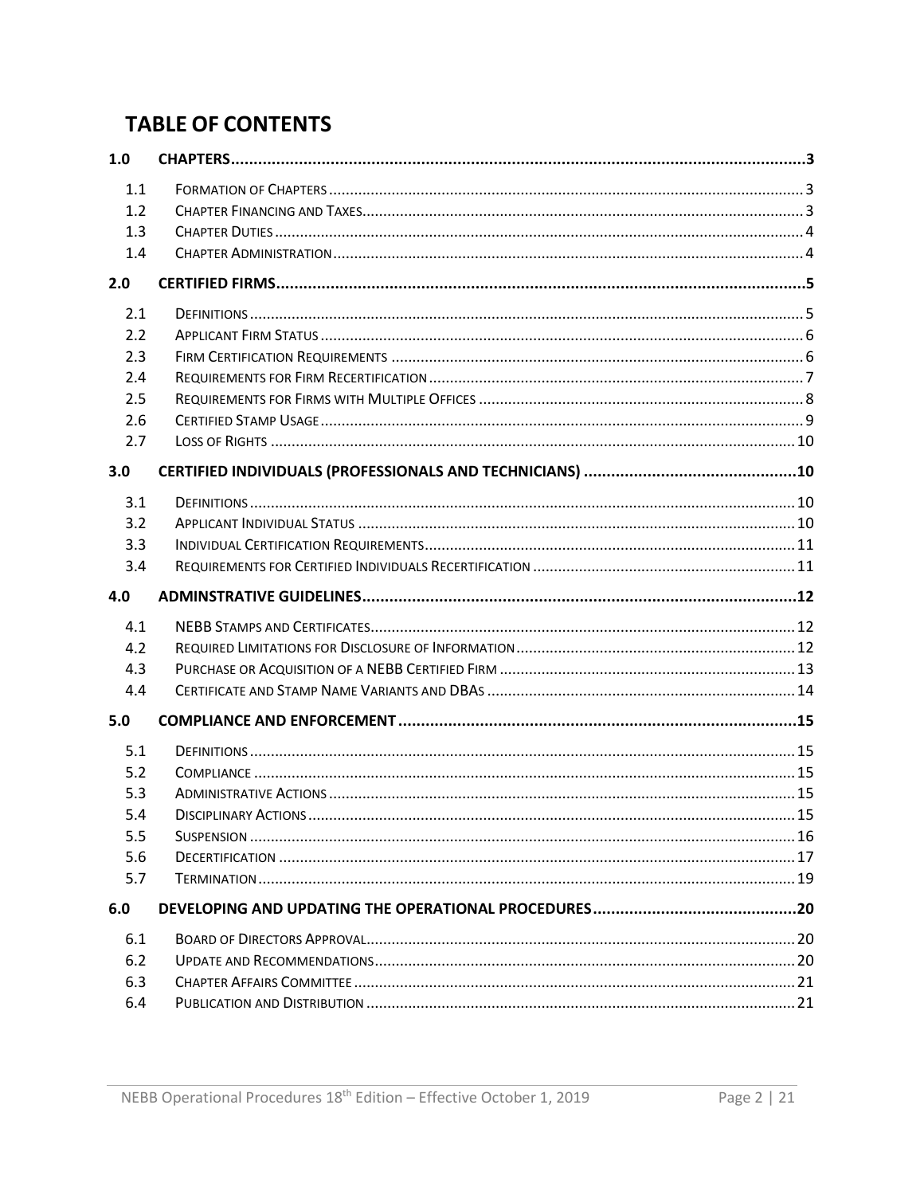# TABLE OF CONTENTS

| | | |
|---|---|---|
| **1.0** | **CHAPTERS** | **3** |
| 1.1 | FORMATION OF CHAPTERS | 3 |
| 1.2 | CHAPTER FINANCING AND TAXES | 3 |
| 1.3 | CHAPTER DUTIES | 4 |
| 1.4 | CHAPTER ADMINISTRATION | 4 |
| **2.0** | **CERTIFIED FIRMS** | **5** |
| 2.1 | DEFINITIONS | 5 |
| 2.2 | APPLICANT FIRM STATUS | 6 |
| 2.3 | FIRM CERTIFICATION REQUIREMENTS | 6 |
| 2.4 | REQUIREMENTS FOR FIRM RECERTIFICATION | 7 |
| 2.5 | REQUIREMENTS FOR FIRMS WITH MULTIPLE OFFICES | 8 |
| 2.6 | CERTIFIED STAMP USAGE | 9 |
| 2.7 | LOSS OF RIGHTS | 10 |
| **3.0** | **CERTIFIED INDIVIDUALS (PROFESSIONALS AND TECHNICIANS)** | **10** |
| 3.1 | DEFINITIONS | 10 |
| 3.2 | APPLICANT INDIVIDUAL STATUS | 10 |
| 3.3 | INDIVIDUAL CERTIFICATION REQUIREMENTS | 11 |
| 3.4 | REQUIREMENTS FOR CERTIFIED INDIVIDUALS RECERTIFICATION | 11 |
| **4.0** | **ADMINSTRATIVE GUIDELINES** | **12** |
| 4.1 | NEBB STAMPS AND CERTIFICATES | 12 |
| 4.2 | REQUIRED LIMITATIONS FOR DISCLOSURE OF INFORMATION | 12 |
| 4.3 | PURCHASE OR ACQUISITION OF A NEBB CERTIFIED FIRM | 13 |
| 4.4 | CERTIFICATE AND STAMP NAME VARIANTS AND DBAS | 14 |
| **5.0** | **COMPLIANCE AND ENFORCEMENT** | **15** |
| 5.1 | DEFINITIONS | 15 |
| 5.2 | COMPLIANCE | 15 |
| 5.3 | ADMINISTRATIVE ACTIONS | 15 |
| 5.4 | DISCIPLINARY ACTIONS | 15 |
| 5.5 | SUSPENSION | 16 |
| 5.6 | DECERTIFICATION | 17 |
| 5.7 | TERMINATION | 19 |
| **6.0** | **DEVELOPING AND UPDATING THE OPERATIONAL PROCEDURES** | **20** |
| 6.1 | BOARD OF DIRECTORS APPROVAL | 20 |
| 6.2 | UPDATE AND RECOMMENDATIONS | 20 |
| 6.3 | CHAPTER AFFAIRS COMMITTEE | 21 |
| 6.4 | PUBLICATION AND DISTRIBUTION | 21 |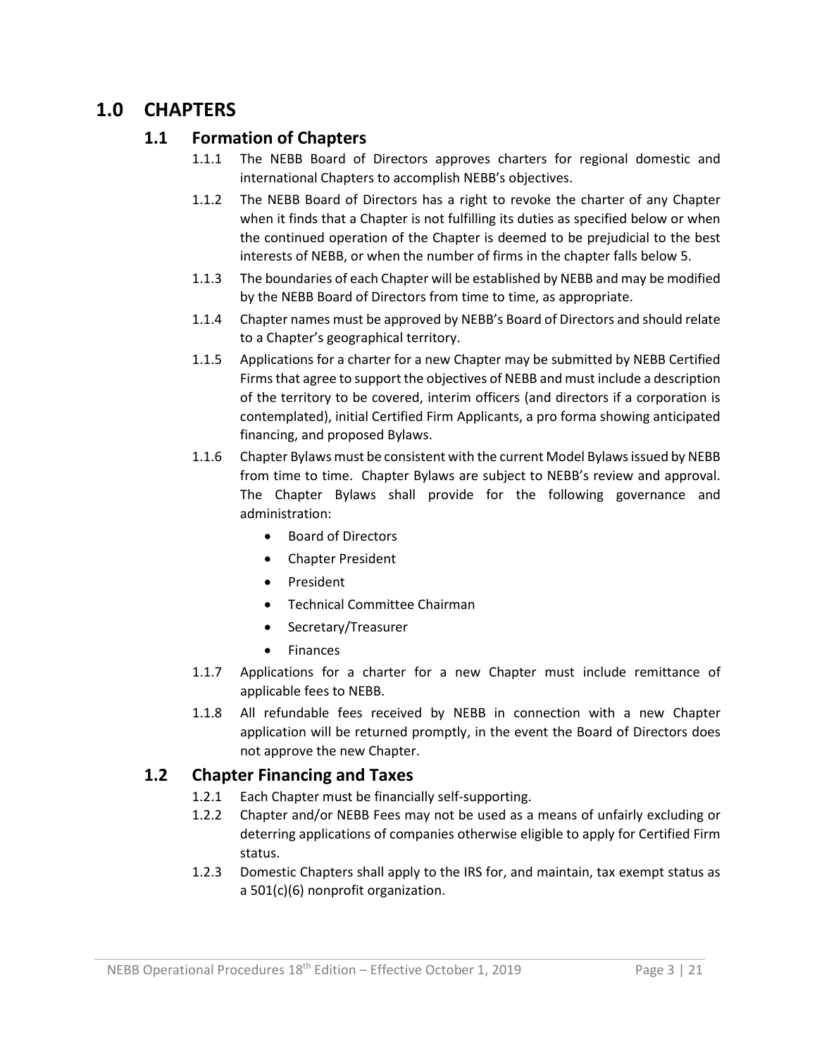# 1.0 CHAPTERS

## 1.1 Formation of Chapters

1.1.1 The NEBB Board of Directors approves charters for regional domestic and international Chapters to accomplish NEBB's objectives.

1.1.2 The NEBB Board of Directors has a right to revoke the charter of any Chapter when it finds that a Chapter is not fulfilling its duties as specified below or when the continued operation of the Chapter is deemed to be prejudicial to the best interests of NEBB, or when the number of firms in the chapter falls below 5.

1.1.3 The boundaries of each Chapter will be established by NEBB and may be modified by the NEBB Board of Directors from time to time, as appropriate.

1.1.4 Chapter names must be approved by NEBB's Board of Directors and should relate to a Chapter's geographical territory.

1.1.5 Applications for a charter for a new Chapter may be submitted by NEBB Certified Firms that agree to support the objectives of NEBB and must include a description of the territory to be covered, interim officers (and directors if a corporation is contemplated), initial Certified Firm Applicants, a pro forma showing anticipated financing, and proposed Bylaws.

1.1.6 Chapter Bylaws must be consistent with the current Model Bylaws issued by NEBB from time to time. Chapter Bylaws are subject to NEBB's review and approval. The Chapter Bylaws shall provide for the following governance and administration:

- Board of Directors
- Chapter President
- President
- Technical Committee Chairman
- Secretary/Treasurer
- Finances

1.1.7 Applications for a charter for a new Chapter must include remittance of applicable fees to NEBB.

1.1.8 All refundable fees received by NEBB in connection with a new Chapter application will be returned promptly, in the event the Board of Directors does not approve the new Chapter.

## 1.2 Chapter Financing and Taxes

1.2.1 Each Chapter must be financially self-supporting.

1.2.2 Chapter and/or NEBB Fees may not be used as a means of unfairly excluding or deterring applications of companies otherwise eligible to apply for Certified Firm status.

1.2.3 Domestic Chapters shall apply to the IRS for, and maintain, tax exempt status as a 501(c)(6) nonprofit organization.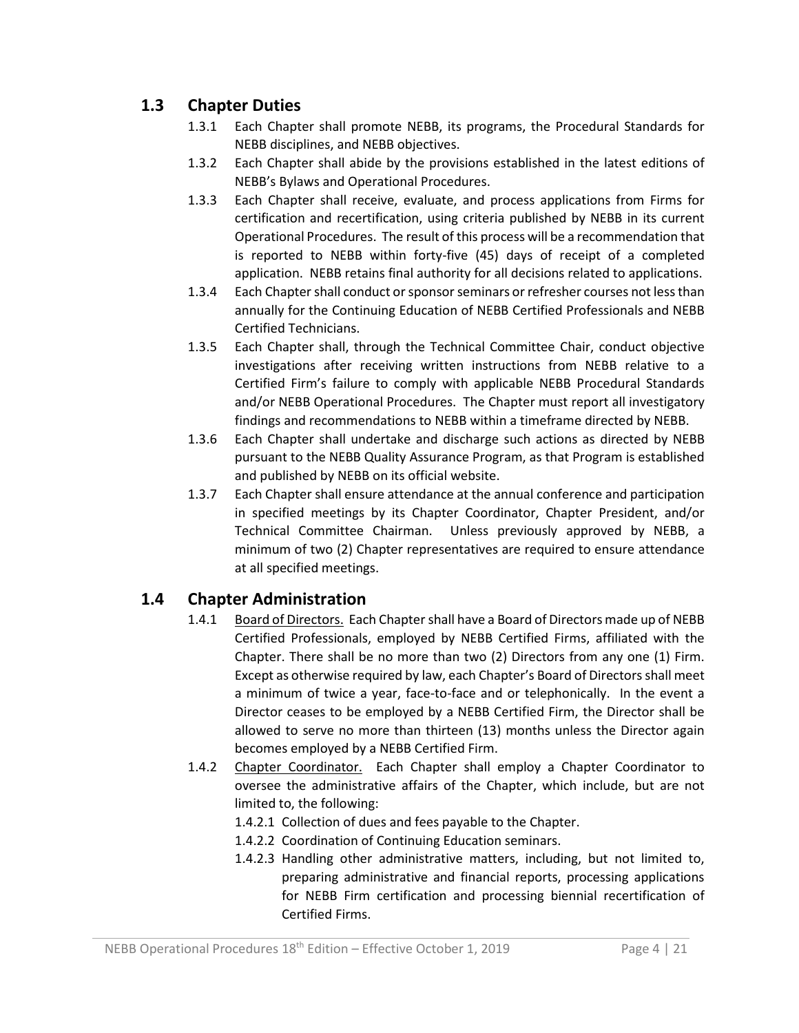## 1.3 Chapter Duties

1.3.1 Each Chapter shall promote NEBB, its programs, the Procedural Standards for NEBB disciplines, and NEBB objectives.

1.3.2 Each Chapter shall abide by the provisions established in the latest editions of NEBB's Bylaws and Operational Procedures.

1.3.3 Each Chapter shall receive, evaluate, and process applications from Firms for certification and recertification, using criteria published by NEBB in its current Operational Procedures. The result of this process will be a recommendation that is reported to NEBB within forty-five (45) days of receipt of a completed application. NEBB retains final authority for all decisions related to applications.

1.3.4 Each Chapter shall conduct or sponsor seminars or refresher courses not less than annually for the Continuing Education of NEBB Certified Professionals and NEBB Certified Technicians.

1.3.5 Each Chapter shall, through the Technical Committee Chair, conduct objective investigations after receiving written instructions from NEBB relative to a Certified Firm's failure to comply with applicable NEBB Procedural Standards and/or NEBB Operational Procedures. The Chapter must report all investigatory findings and recommendations to NEBB within a timeframe directed by NEBB.

1.3.6 Each Chapter shall undertake and discharge such actions as directed by NEBB pursuant to the NEBB Quality Assurance Program, as that Program is established and published by NEBB on its official website.

1.3.7 Each Chapter shall ensure attendance at the annual conference and participation in specified meetings by its Chapter Coordinator, Chapter President, and/or Technical Committee Chairman. Unless previously approved by NEBB, a minimum of two (2) Chapter representatives are required to ensure attendance at all specified meetings.

## 1.4 Chapter Administration

1.4.1 Board of Directors. Each Chapter shall have a Board of Directors made up of NEBB Certified Professionals, employed by NEBB Certified Firms, affiliated with the Chapter. There shall be no more than two (2) Directors from any one (1) Firm. Except as otherwise required by law, each Chapter's Board of Directors shall meet a minimum of twice a year, face-to-face and or telephonically. In the event a Director ceases to be employed by a NEBB Certified Firm, the Director shall be allowed to serve no more than thirteen (13) months unless the Director again becomes employed by a NEBB Certified Firm.

1.4.2 Chapter Coordinator. Each Chapter shall employ a Chapter Coordinator to oversee the administrative affairs of the Chapter, which include, but are not limited to, the following:

1.4.2.1 Collection of dues and fees payable to the Chapter.

1.4.2.2 Coordination of Continuing Education seminars.

1.4.2.3 Handling other administrative matters, including, but not limited to, preparing administrative and financial reports, processing applications for NEBB Firm certification and processing biennial recertification of Certified Firms.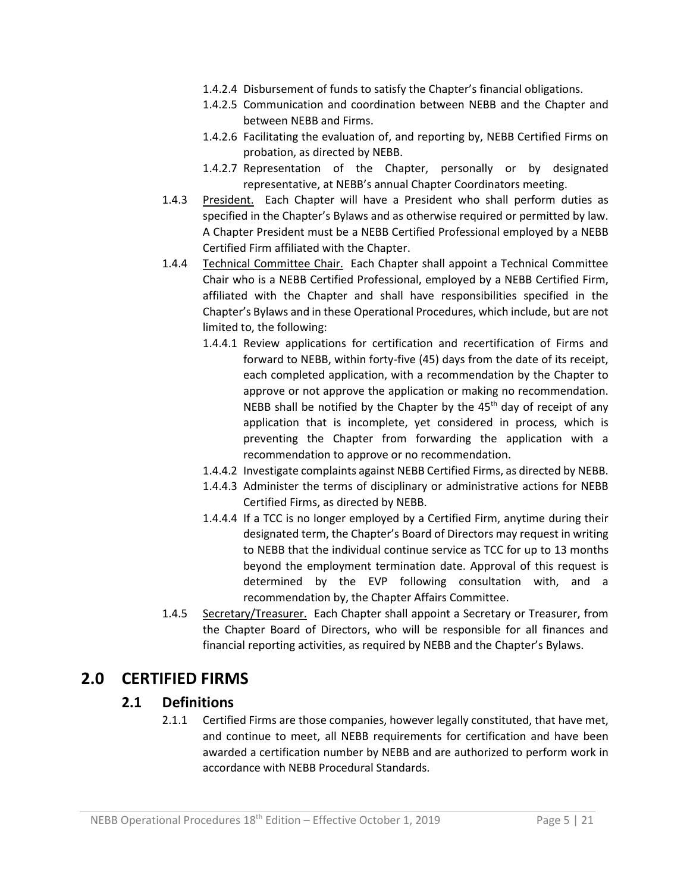1.4.2.4 Disbursement of funds to satisfy the Chapter's financial obligations.

1.4.2.5 Communication and coordination between NEBB and the Chapter and between NEBB and Firms.

1.4.2.6 Facilitating the evaluation of, and reporting by, NEBB Certified Firms on probation, as directed by NEBB.

1.4.2.7 Representation of the Chapter, personally or by designated representative, at NEBB's annual Chapter Coordinators meeting.

1.4.3 President. Each Chapter will have a President who shall perform duties as specified in the Chapter's Bylaws and as otherwise required or permitted by law. A Chapter President must be a NEBB Certified Professional employed by a NEBB Certified Firm affiliated with the Chapter.

1.4.4 Technical Committee Chair. Each Chapter shall appoint a Technical Committee Chair who is a NEBB Certified Professional, employed by a NEBB Certified Firm, affiliated with the Chapter and shall have responsibilities specified in the Chapter's Bylaws and in these Operational Procedures, which include, but are not limited to, the following:

1.4.4.1 Review applications for certification and recertification of Firms and forward to NEBB, within forty-five (45) days from the date of its receipt, each completed application, with a recommendation by the Chapter to approve or not approve the application or making no recommendation. NEBB shall be notified by the Chapter by the 45th day of receipt of any application that is incomplete, yet considered in process, which is preventing the Chapter from forwarding the application with a recommendation to approve or no recommendation.

1.4.4.2 Investigate complaints against NEBB Certified Firms, as directed by NEBB.

1.4.4.3 Administer the terms of disciplinary or administrative actions for NEBB Certified Firms, as directed by NEBB.

1.4.4.4 If a TCC is no longer employed by a Certified Firm, anytime during their designated term, the Chapter's Board of Directors may request in writing to NEBB that the individual continue service as TCC for up to 13 months beyond the employment termination date. Approval of this request is determined by the EVP following consultation with, and a recommendation by, the Chapter Affairs Committee.

1.4.5 Secretary/Treasurer. Each Chapter shall appoint a Secretary or Treasurer, from the Chapter Board of Directors, who will be responsible for all finances and financial reporting activities, as required by NEBB and the Chapter's Bylaws.

# 2.0 CERTIFIED FIRMS

## 2.1 Definitions

2.1.1 Certified Firms are those companies, however legally constituted, that have met, and continue to meet, all NEBB requirements for certification and have been awarded a certification number by NEBB and are authorized to perform work in accordance with NEBB Procedural Standards.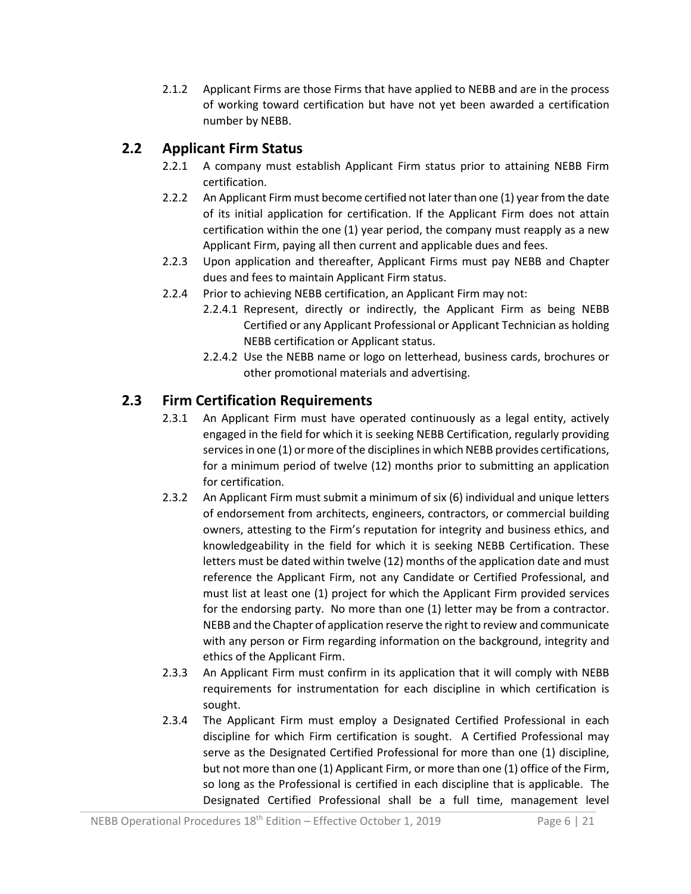2.1.2 Applicant Firms are those Firms that have applied to NEBB and are in the process of working toward certification but have not yet been awarded a certification number by NEBB.

## 2.2 Applicant Firm Status

2.2.1 A company must establish Applicant Firm status prior to attaining NEBB Firm certification.

2.2.2 An Applicant Firm must become certified not later than one (1) year from the date of its initial application for certification. If the Applicant Firm does not attain certification within the one (1) year period, the company must reapply as a new Applicant Firm, paying all then current and applicable dues and fees.

2.2.3 Upon application and thereafter, Applicant Firms must pay NEBB and Chapter dues and fees to maintain Applicant Firm status.

2.2.4 Prior to achieving NEBB certification, an Applicant Firm may not:

2.2.4.1 Represent, directly or indirectly, the Applicant Firm as being NEBB Certified or any Applicant Professional or Applicant Technician as holding NEBB certification or Applicant status.

2.2.4.2 Use the NEBB name or logo on letterhead, business cards, brochures or other promotional materials and advertising.

## 2.3 Firm Certification Requirements

2.3.1 An Applicant Firm must have operated continuously as a legal entity, actively engaged in the field for which it is seeking NEBB Certification, regularly providing services in one (1) or more of the disciplines in which NEBB provides certifications, for a minimum period of twelve (12) months prior to submitting an application for certification.

2.3.2 An Applicant Firm must submit a minimum of six (6) individual and unique letters of endorsement from architects, engineers, contractors, or commercial building owners, attesting to the Firm's reputation for integrity and business ethics, and knowledgeability in the field for which it is seeking NEBB Certification. These letters must be dated within twelve (12) months of the application date and must reference the Applicant Firm, not any Candidate or Certified Professional, and must list at least one (1) project for which the Applicant Firm provided services for the endorsing party. No more than one (1) letter may be from a contractor. NEBB and the Chapter of application reserve the right to review and communicate with any person or Firm regarding information on the background, integrity and ethics of the Applicant Firm.

2.3.3 An Applicant Firm must confirm in its application that it will comply with NEBB requirements for instrumentation for each discipline in which certification is sought.

2.3.4 The Applicant Firm must employ a Designated Certified Professional in each discipline for which Firm certification is sought. A Certified Professional may serve as the Designated Certified Professional for more than one (1) discipline, but not more than one (1) Applicant Firm, or more than one (1) office of the Firm, so long as the Professional is certified in each discipline that is applicable. The Designated Certified Professional shall be a full time, management level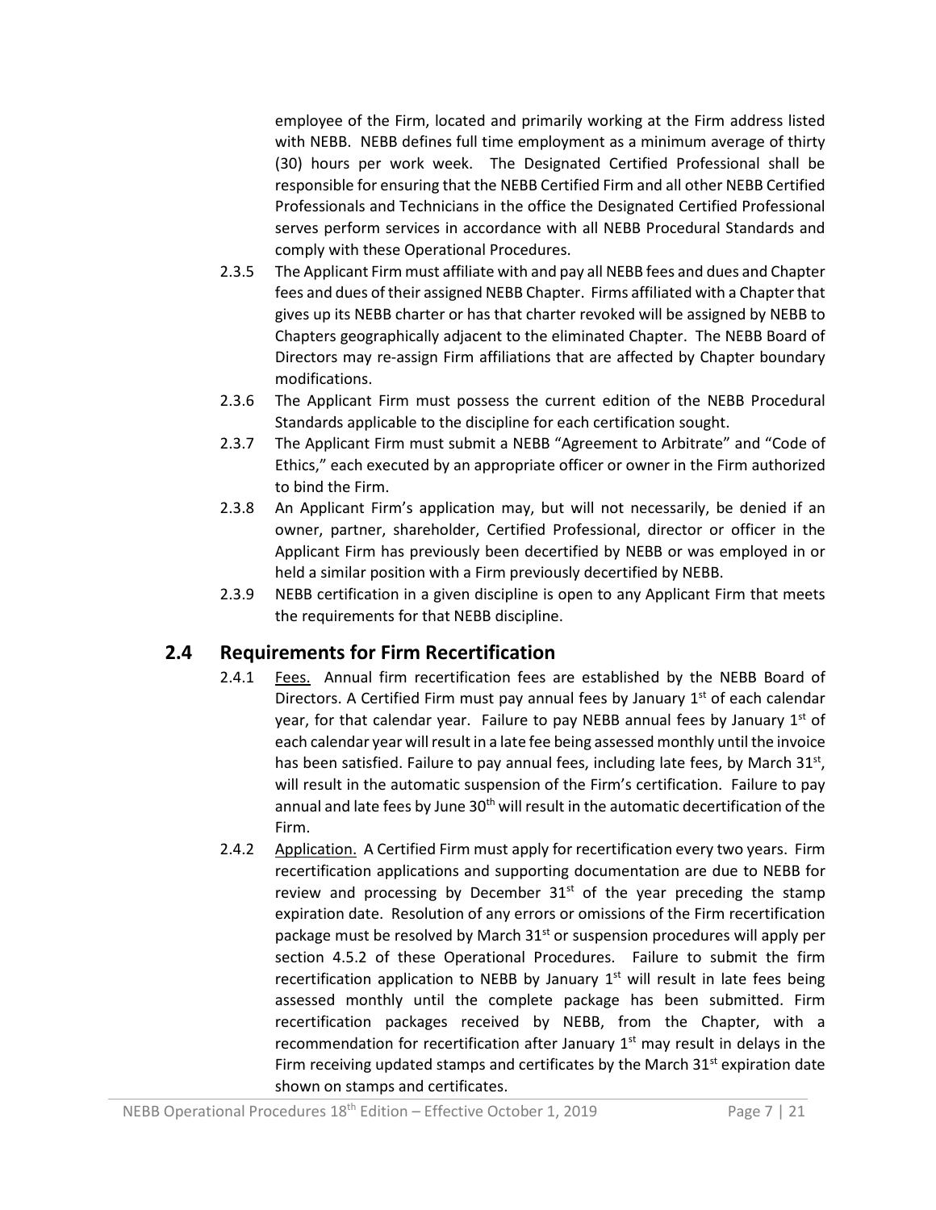employee of the Firm, located and primarily working at the Firm address listed with NEBB. NEBB defines full time employment as a minimum average of thirty (30) hours per work week. The Designated Certified Professional shall be responsible for ensuring that the NEBB Certified Firm and all other NEBB Certified Professionals and Technicians in the office the Designated Certified Professional serves perform services in accordance with all NEBB Procedural Standards and comply with these Operational Procedures.

2.3.5 The Applicant Firm must affiliate with and pay all NEBB fees and dues and Chapter fees and dues of their assigned NEBB Chapter. Firms affiliated with a Chapter that gives up its NEBB charter or has that charter revoked will be assigned by NEBB to Chapters geographically adjacent to the eliminated Chapter. The NEBB Board of Directors may re-assign Firm affiliations that are affected by Chapter boundary modifications.

2.3.6 The Applicant Firm must possess the current edition of the NEBB Procedural Standards applicable to the discipline for each certification sought.

2.3.7 The Applicant Firm must submit a NEBB "Agreement to Arbitrate" and "Code of Ethics," each executed by an appropriate officer or owner in the Firm authorized to bind the Firm.

2.3.8 An Applicant Firm's application may, but will not necessarily, be denied if an owner, partner, shareholder, Certified Professional, director or officer in the Applicant Firm has previously been decertified by NEBB or was employed in or held a similar position with a Firm previously decertified by NEBB.

2.3.9 NEBB certification in a given discipline is open to any Applicant Firm that meets the requirements for that NEBB discipline.

## 2.4 Requirements for Firm Recertification

2.4.1 Fees. Annual firm recertification fees are established by the NEBB Board of Directors. A Certified Firm must pay annual fees by January 1st of each calendar year, for that calendar year. Failure to pay NEBB annual fees by January 1st of each calendar year will result in a late fee being assessed monthly until the invoice has been satisfied. Failure to pay annual fees, including late fees, by March 31st, will result in the automatic suspension of the Firm's certification. Failure to pay annual and late fees by June 30th will result in the automatic decertification of the Firm.

2.4.2 Application. A Certified Firm must apply for recertification every two years. Firm recertification applications and supporting documentation are due to NEBB for review and processing by December 31st of the year preceding the stamp expiration date. Resolution of any errors or omissions of the Firm recertification package must be resolved by March 31st or suspension procedures will apply per section 4.5.2 of these Operational Procedures. Failure to submit the firm recertification application to NEBB by January 1st will result in late fees being assessed monthly until the complete package has been submitted. Firm recertification packages received by NEBB, from the Chapter, with a recommendation for recertification after January 1st may result in delays in the Firm receiving updated stamps and certificates by the March 31st expiration date shown on stamps and certificates.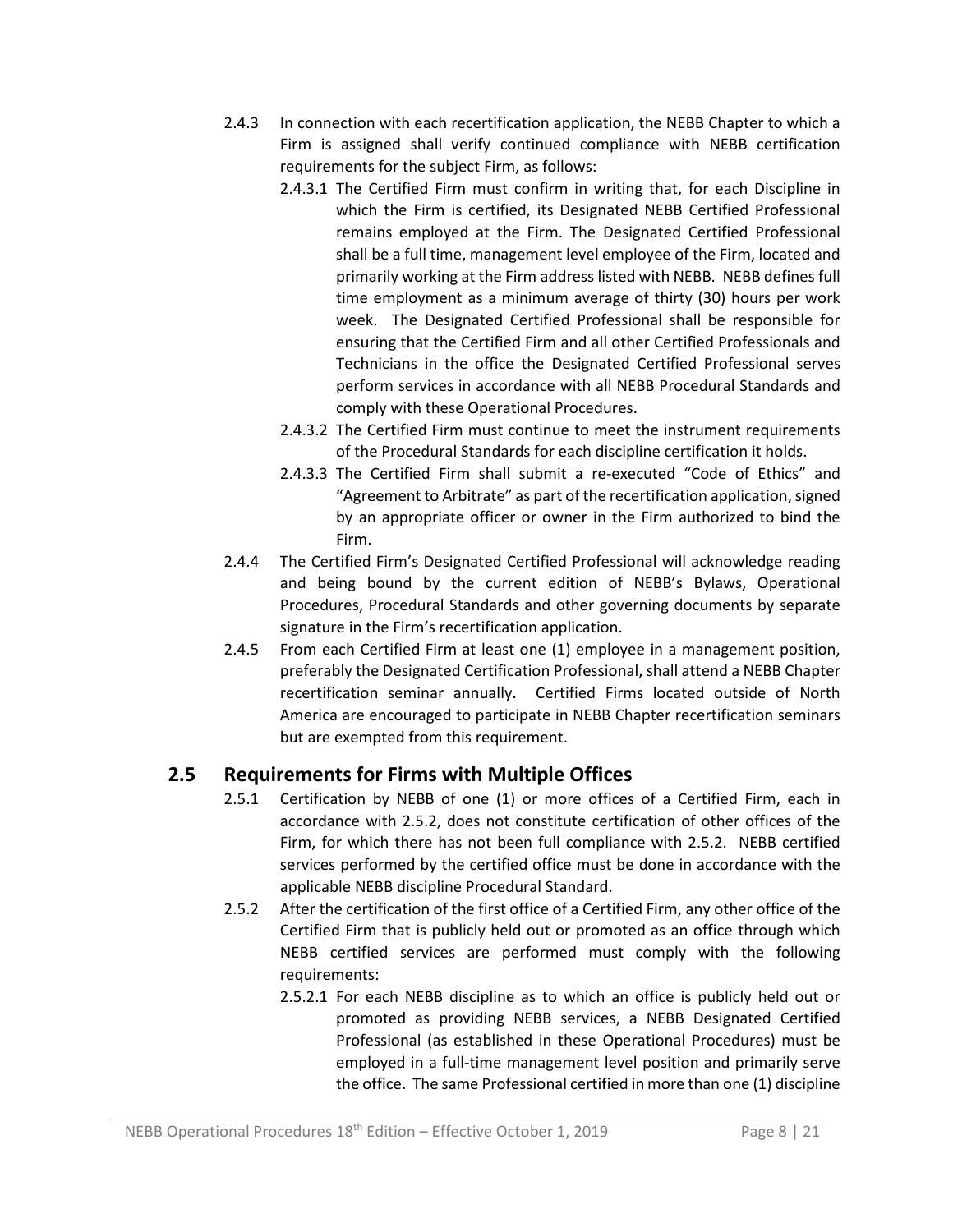2.4.3 In connection with each recertification application, the NEBB Chapter to which a Firm is assigned shall verify continued compliance with NEBB certification requirements for the subject Firm, as follows:

2.4.3.1 The Certified Firm must confirm in writing that, for each Discipline in which the Firm is certified, its Designated NEBB Certified Professional remains employed at the Firm. The Designated Certified Professional shall be a full time, management level employee of the Firm, located and primarily working at the Firm address listed with NEBB. NEBB defines full time employment as a minimum average of thirty (30) hours per work week. The Designated Certified Professional shall be responsible for ensuring that the Certified Firm and all other Certified Professionals and Technicians in the office the Designated Certified Professional serves perform services in accordance with all NEBB Procedural Standards and comply with these Operational Procedures.

2.4.3.2 The Certified Firm must continue to meet the instrument requirements of the Procedural Standards for each discipline certification it holds.

2.4.3.3 The Certified Firm shall submit a re-executed "Code of Ethics" and "Agreement to Arbitrate" as part of the recertification application, signed by an appropriate officer or owner in the Firm authorized to bind the Firm.

2.4.4 The Certified Firm's Designated Certified Professional will acknowledge reading and being bound by the current edition of NEBB's Bylaws, Operational Procedures, Procedural Standards and other governing documents by separate signature in the Firm's recertification application.

2.4.5 From each Certified Firm at least one (1) employee in a management position, preferably the Designated Certification Professional, shall attend a NEBB Chapter recertification seminar annually. Certified Firms located outside of North America are encouraged to participate in NEBB Chapter recertification seminars but are exempted from this requirement.

## 2.5 Requirements for Firms with Multiple Offices

2.5.1 Certification by NEBB of one (1) or more offices of a Certified Firm, each in accordance with 2.5.2, does not constitute certification of other offices of the Firm, for which there has not been full compliance with 2.5.2. NEBB certified services performed by the certified office must be done in accordance with the applicable NEBB discipline Procedural Standard.

2.5.2 After the certification of the first office of a Certified Firm, any other office of the Certified Firm that is publicly held out or promoted as an office through which NEBB certified services are performed must comply with the following requirements:

2.5.2.1 For each NEBB discipline as to which an office is publicly held out or promoted as providing NEBB services, a NEBB Designated Certified Professional (as established in these Operational Procedures) must be employed in a full-time management level position and primarily serve the office. The same Professional certified in more than one (1) discipline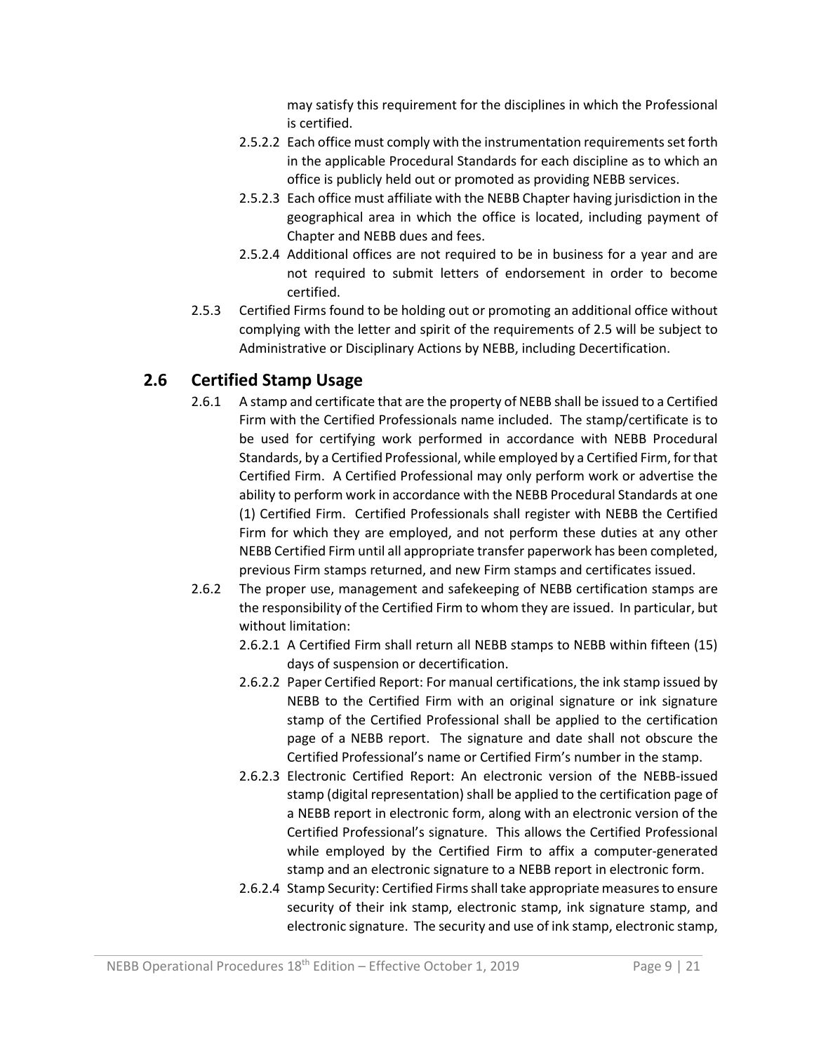may satisfy this requirement for the disciplines in which the Professional is certified.

- 2.5.2.2 Each office must comply with the instrumentation requirements set forth in the applicable Procedural Standards for each discipline as to which an office is publicly held out or promoted as providing NEBB services.
- 2.5.2.3 Each office must affiliate with the NEBB Chapter having jurisdiction in the geographical area in which the office is located, including payment of Chapter and NEBB dues and fees.
- 2.5.2.4 Additional offices are not required to be in business for a year and are not required to submit letters of endorsement in order to become certified.

2.5.3 Certified Firms found to be holding out or promoting an additional office without complying with the letter and spirit of the requirements of 2.5 will be subject to Administrative or Disciplinary Actions by NEBB, including Decertification.

## 2.6 Certified Stamp Usage

2.6.1 A stamp and certificate that are the property of NEBB shall be issued to a Certified Firm with the Certified Professionals name included. The stamp/certificate is to be used for certifying work performed in accordance with NEBB Procedural Standards, by a Certified Professional, while employed by a Certified Firm, for that Certified Firm. A Certified Professional may only perform work or advertise the ability to perform work in accordance with the NEBB Procedural Standards at one (1) Certified Firm. Certified Professionals shall register with NEBB the Certified Firm for which they are employed, and not perform these duties at any other NEBB Certified Firm until all appropriate transfer paperwork has been completed, previous Firm stamps returned, and new Firm stamps and certificates issued.

2.6.2 The proper use, management and safekeeping of NEBB certification stamps are the responsibility of the Certified Firm to whom they are issued. In particular, but without limitation:

- 2.6.2.1 A Certified Firm shall return all NEBB stamps to NEBB within fifteen (15) days of suspension or decertification.
- 2.6.2.2 Paper Certified Report: For manual certifications, the ink stamp issued by NEBB to the Certified Firm with an original signature or ink signature stamp of the Certified Professional shall be applied to the certification page of a NEBB report. The signature and date shall not obscure the Certified Professional's name or Certified Firm's number in the stamp.
- 2.6.2.3 Electronic Certified Report: An electronic version of the NEBB-issued stamp (digital representation) shall be applied to the certification page of a NEBB report in electronic form, along with an electronic version of the Certified Professional's signature. This allows the Certified Professional while employed by the Certified Firm to affix a computer-generated stamp and an electronic signature to a NEBB report in electronic form.
- 2.6.2.4 Stamp Security: Certified Firms shall take appropriate measures to ensure security of their ink stamp, electronic stamp, ink signature stamp, and electronic signature. The security and use of ink stamp, electronic stamp,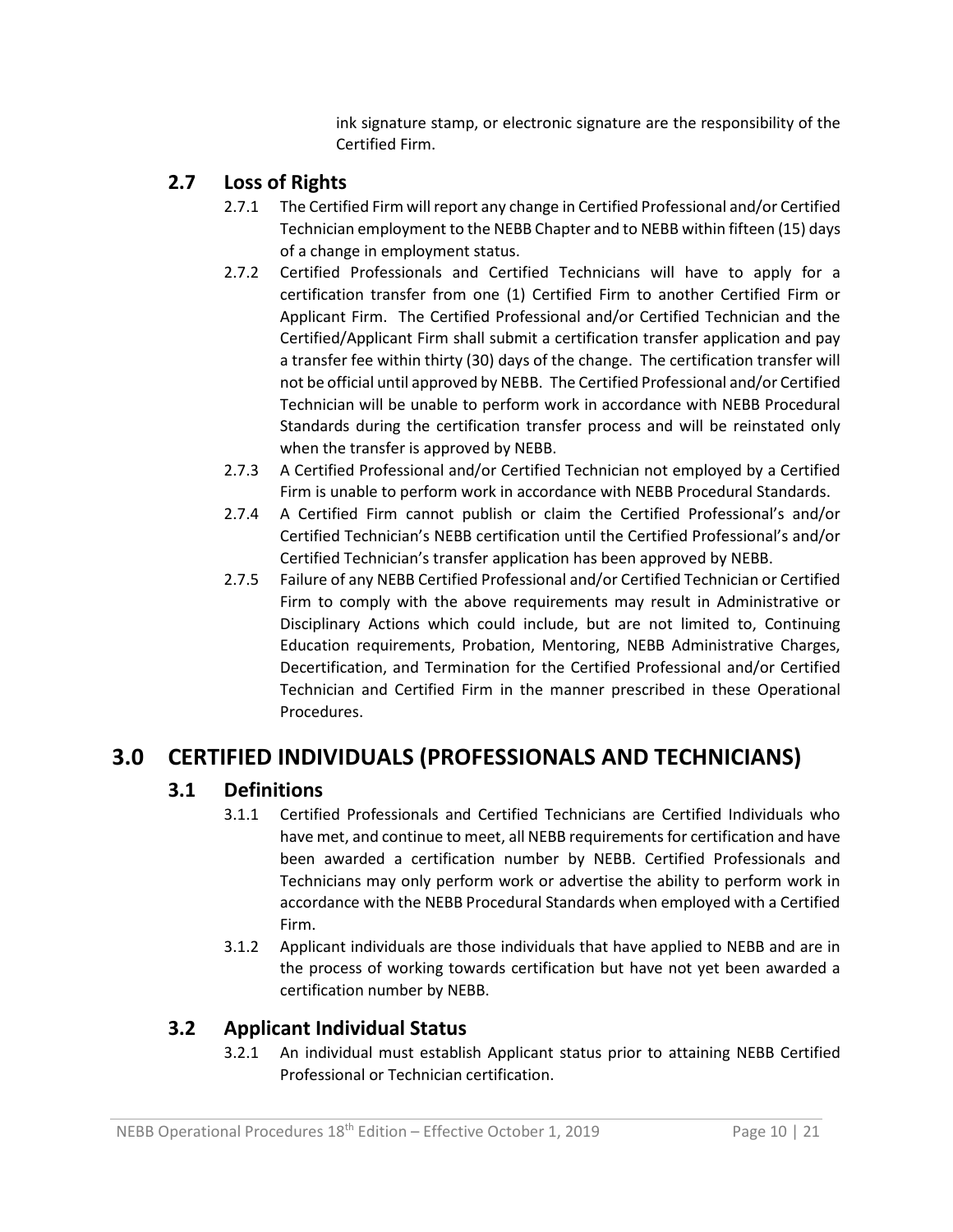ink signature stamp, or electronic signature are the responsibility of the Certified Firm.

## 2.7 Loss of Rights

2.7.1 The Certified Firm will report any change in Certified Professional and/or Certified Technician employment to the NEBB Chapter and to NEBB within fifteen (15) days of a change in employment status.

2.7.2 Certified Professionals and Certified Technicians will have to apply for a certification transfer from one (1) Certified Firm to another Certified Firm or Applicant Firm. The Certified Professional and/or Certified Technician and the Certified/Applicant Firm shall submit a certification transfer application and pay a transfer fee within thirty (30) days of the change. The certification transfer will not be official until approved by NEBB. The Certified Professional and/or Certified Technician will be unable to perform work in accordance with NEBB Procedural Standards during the certification transfer process and will be reinstated only when the transfer is approved by NEBB.

2.7.3 A Certified Professional and/or Certified Technician not employed by a Certified Firm is unable to perform work in accordance with NEBB Procedural Standards.

2.7.4 A Certified Firm cannot publish or claim the Certified Professional's and/or Certified Technician's NEBB certification until the Certified Professional's and/or Certified Technician's transfer application has been approved by NEBB.

2.7.5 Failure of any NEBB Certified Professional and/or Certified Technician or Certified Firm to comply with the above requirements may result in Administrative or Disciplinary Actions which could include, but are not limited to, Continuing Education requirements, Probation, Mentoring, NEBB Administrative Charges, Decertification, and Termination for the Certified Professional and/or Certified Technician and Certified Firm in the manner prescribed in these Operational Procedures.

# 3.0 CERTIFIED INDIVIDUALS (PROFESSIONALS AND TECHNICIANS)

## 3.1 Definitions

3.1.1 Certified Professionals and Certified Technicians are Certified Individuals who have met, and continue to meet, all NEBB requirements for certification and have been awarded a certification number by NEBB. Certified Professionals and Technicians may only perform work or advertise the ability to perform work in accordance with the NEBB Procedural Standards when employed with a Certified Firm.

3.1.2 Applicant individuals are those individuals that have applied to NEBB and are in the process of working towards certification but have not yet been awarded a certification number by NEBB.

## 3.2 Applicant Individual Status

3.2.1 An individual must establish Applicant status prior to attaining NEBB Certified Professional or Technician certification.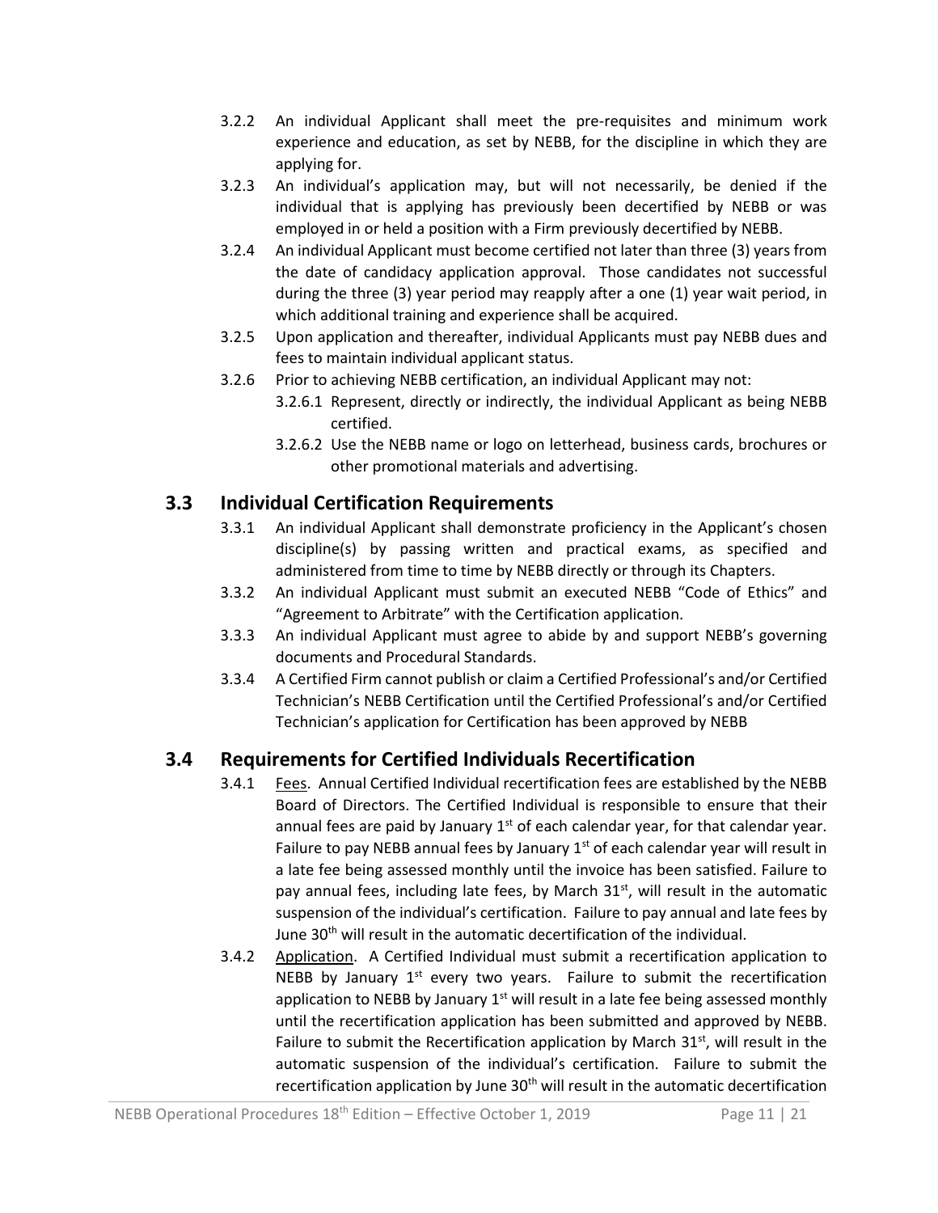3.2.2 An individual Applicant shall meet the pre-requisites and minimum work experience and education, as set by NEBB, for the discipline in which they are applying for.

3.2.3 An individual's application may, but will not necessarily, be denied if the individual that is applying has previously been decertified by NEBB or was employed in or held a position with a Firm previously decertified by NEBB.

3.2.4 An individual Applicant must become certified not later than three (3) years from the date of candidacy application approval. Those candidates not successful during the three (3) year period may reapply after a one (1) year wait period, in which additional training and experience shall be acquired.

3.2.5 Upon application and thereafter, individual Applicants must pay NEBB dues and fees to maintain individual applicant status.

3.2.6 Prior to achieving NEBB certification, an individual Applicant may not:

- 3.2.6.1 Represent, directly or indirectly, the individual Applicant as being NEBB certified.
- 3.2.6.2 Use the NEBB name or logo on letterhead, business cards, brochures or other promotional materials and advertising.

## 3.3 Individual Certification Requirements

3.3.1 An individual Applicant shall demonstrate proficiency in the Applicant's chosen discipline(s) by passing written and practical exams, as specified and administered from time to time by NEBB directly or through its Chapters.

3.3.2 An individual Applicant must submit an executed NEBB "Code of Ethics" and "Agreement to Arbitrate" with the Certification application.

3.3.3 An individual Applicant must agree to abide by and support NEBB's governing documents and Procedural Standards.

3.3.4 A Certified Firm cannot publish or claim a Certified Professional's and/or Certified Technician's NEBB Certification until the Certified Professional's and/or Certified Technician's application for Certification has been approved by NEBB

## 3.4 Requirements for Certified Individuals Recertification

3.4.1 Fees. Annual Certified Individual recertification fees are established by the NEBB Board of Directors. The Certified Individual is responsible to ensure that their annual fees are paid by January 1st of each calendar year, for that calendar year. Failure to pay NEBB annual fees by January 1st of each calendar year will result in a late fee being assessed monthly until the invoice has been satisfied. Failure to pay annual fees, including late fees, by March 31st, will result in the automatic suspension of the individual's certification. Failure to pay annual and late fees by June 30th will result in the automatic decertification of the individual.

3.4.2 Application. A Certified Individual must submit a recertification application to NEBB by January 1st every two years. Failure to submit the recertification application to NEBB by January 1st will result in a late fee being assessed monthly until the recertification application has been submitted and approved by NEBB. Failure to submit the Recertification application by March 31st, will result in the automatic suspension of the individual's certification. Failure to submit the recertification application by June 30th will result in the automatic decertification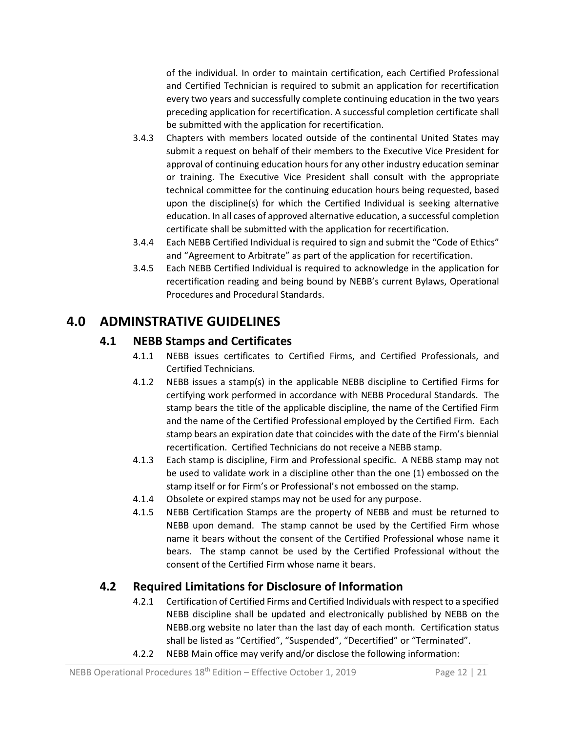of the individual. In order to maintain certification, each Certified Professional and Certified Technician is required to submit an application for recertification every two years and successfully complete continuing education in the two years preceding application for recertification. A successful completion certificate shall be submitted with the application for recertification.

3.4.3 Chapters with members located outside of the continental United States may submit a request on behalf of their members to the Executive Vice President for approval of continuing education hours for any other industry education seminar or training. The Executive Vice President shall consult with the appropriate technical committee for the continuing education hours being requested, based upon the discipline(s) for which the Certified Individual is seeking alternative education. In all cases of approved alternative education, a successful completion certificate shall be submitted with the application for recertification.

3.4.4 Each NEBB Certified Individual is required to sign and submit the "Code of Ethics" and "Agreement to Arbitrate" as part of the application for recertification.

3.4.5 Each NEBB Certified Individual is required to acknowledge in the application for recertification reading and being bound by NEBB's current Bylaws, Operational Procedures and Procedural Standards.

# 4.0 ADMINSTRATIVE GUIDELINES

## 4.1 NEBB Stamps and Certificates

4.1.1 NEBB issues certificates to Certified Firms, and Certified Professionals, and Certified Technicians.

4.1.2 NEBB issues a stamp(s) in the applicable NEBB discipline to Certified Firms for certifying work performed in accordance with NEBB Procedural Standards. The stamp bears the title of the applicable discipline, the name of the Certified Firm and the name of the Certified Professional employed by the Certified Firm. Each stamp bears an expiration date that coincides with the date of the Firm's biennial recertification. Certified Technicians do not receive a NEBB stamp.

4.1.3 Each stamp is discipline, Firm and Professional specific. A NEBB stamp may not be used to validate work in a discipline other than the one (1) embossed on the stamp itself or for Firm's or Professional's not embossed on the stamp.

4.1.4 Obsolete or expired stamps may not be used for any purpose.

4.1.5 NEBB Certification Stamps are the property of NEBB and must be returned to NEBB upon demand. The stamp cannot be used by the Certified Firm whose name it bears without the consent of the Certified Professional whose name it bears. The stamp cannot be used by the Certified Professional without the consent of the Certified Firm whose name it bears.

## 4.2 Required Limitations for Disclosure of Information

4.2.1 Certification of Certified Firms and Certified Individuals with respect to a specified NEBB discipline shall be updated and electronically published by NEBB on the NEBB.org website no later than the last day of each month. Certification status shall be listed as "Certified", "Suspended", "Decertified" or "Terminated".

4.2.2 NEBB Main office may verify and/or disclose the following information: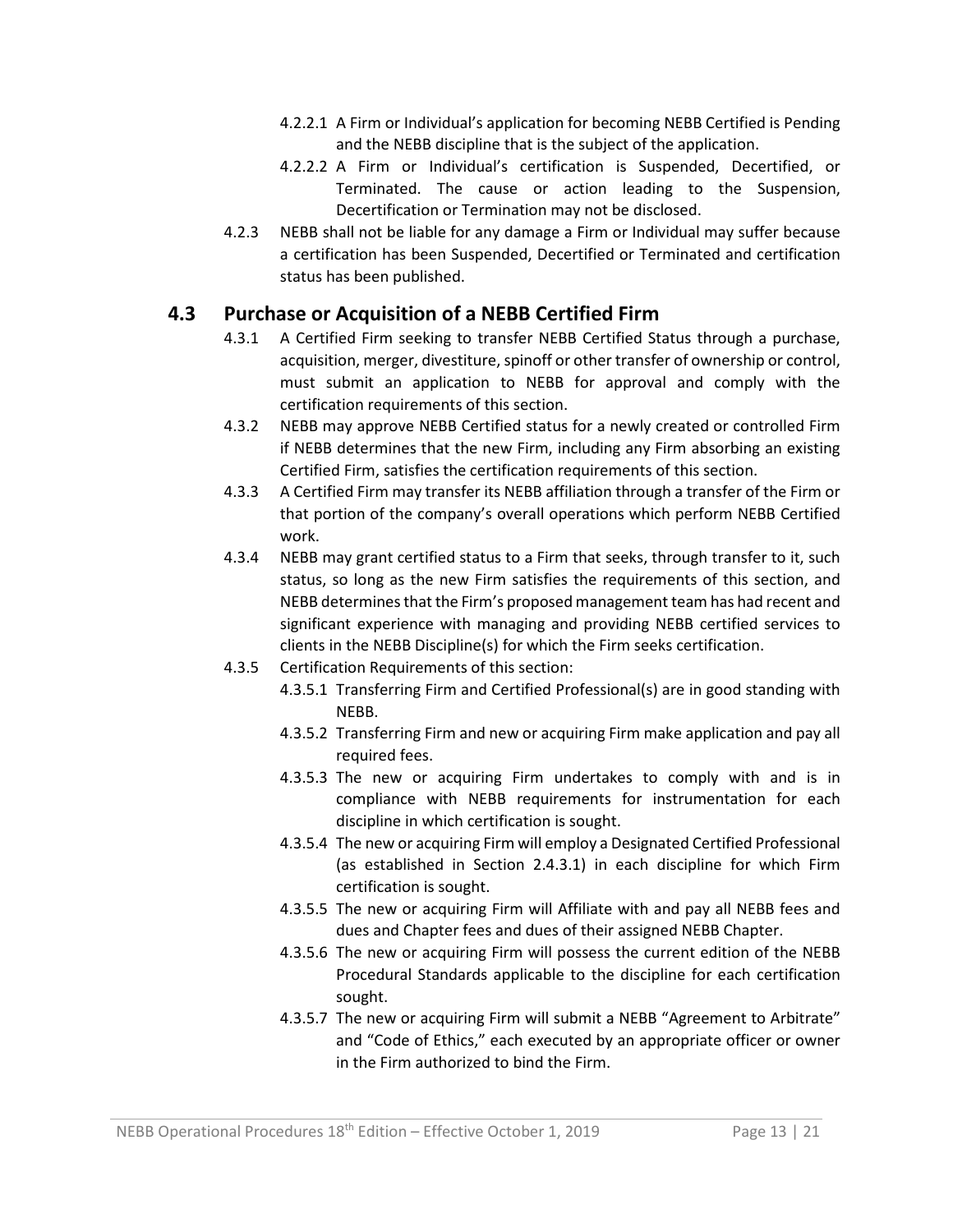4.2.2.1 A Firm or Individual's application for becoming NEBB Certified is Pending and the NEBB discipline that is the subject of the application.

4.2.2.2 A Firm or Individual's certification is Suspended, Decertified, or Terminated. The cause or action leading to the Suspension, Decertification or Termination may not be disclosed.

4.2.3 NEBB shall not be liable for any damage a Firm or Individual may suffer because a certification has been Suspended, Decertified or Terminated and certification status has been published.

## 4.3 Purchase or Acquisition of a NEBB Certified Firm

4.3.1 A Certified Firm seeking to transfer NEBB Certified Status through a purchase, acquisition, merger, divestiture, spinoff or other transfer of ownership or control, must submit an application to NEBB for approval and comply with the certification requirements of this section.

4.3.2 NEBB may approve NEBB Certified status for a newly created or controlled Firm if NEBB determines that the new Firm, including any Firm absorbing an existing Certified Firm, satisfies the certification requirements of this section.

4.3.3 A Certified Firm may transfer its NEBB affiliation through a transfer of the Firm or that portion of the company's overall operations which perform NEBB Certified work.

4.3.4 NEBB may grant certified status to a Firm that seeks, through transfer to it, such status, so long as the new Firm satisfies the requirements of this section, and NEBB determines that the Firm's proposed management team has had recent and significant experience with managing and providing NEBB certified services to clients in the NEBB Discipline(s) for which the Firm seeks certification.

4.3.5 Certification Requirements of this section:

4.3.5.1 Transferring Firm and Certified Professional(s) are in good standing with NEBB.

4.3.5.2 Transferring Firm and new or acquiring Firm make application and pay all required fees.

4.3.5.3 The new or acquiring Firm undertakes to comply with and is in compliance with NEBB requirements for instrumentation for each discipline in which certification is sought.

4.3.5.4 The new or acquiring Firm will employ a Designated Certified Professional (as established in Section 2.4.3.1) in each discipline for which Firm certification is sought.

4.3.5.5 The new or acquiring Firm will Affiliate with and pay all NEBB fees and dues and Chapter fees and dues of their assigned NEBB Chapter.

4.3.5.6 The new or acquiring Firm will possess the current edition of the NEBB Procedural Standards applicable to the discipline for each certification sought.

4.3.5.7 The new or acquiring Firm will submit a NEBB "Agreement to Arbitrate" and "Code of Ethics," each executed by an appropriate officer or owner in the Firm authorized to bind the Firm.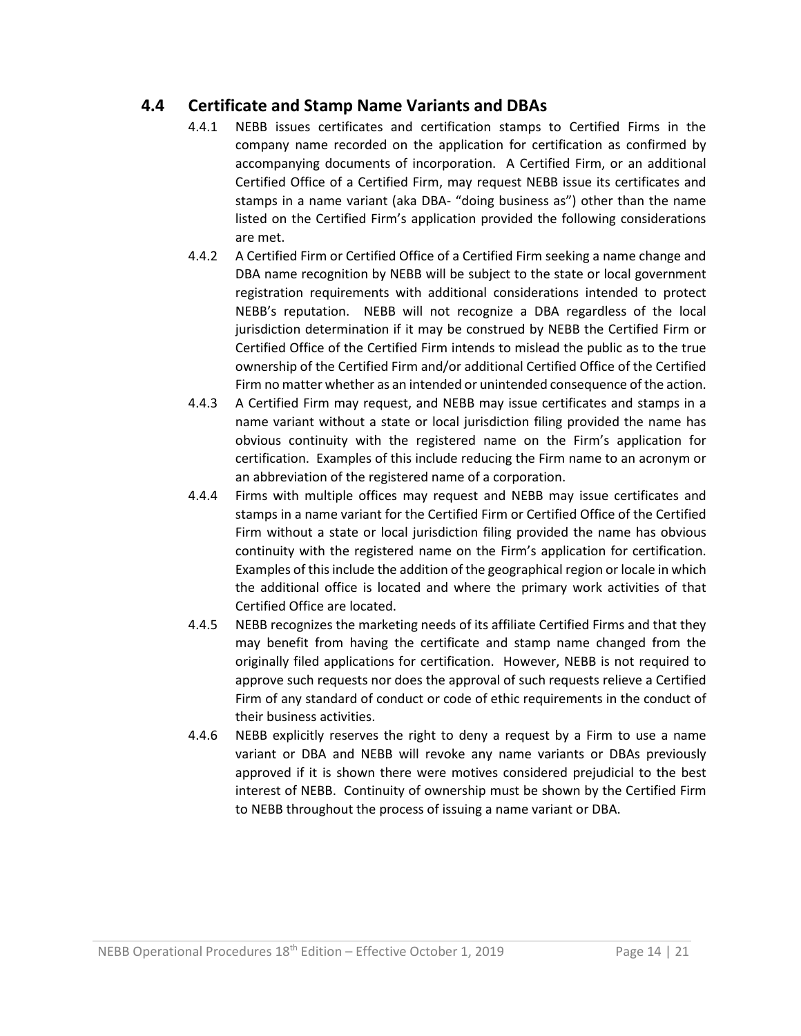## 4.4 Certificate and Stamp Name Variants and DBAs

4.4.1 NEBB issues certificates and certification stamps to Certified Firms in the company name recorded on the application for certification as confirmed by accompanying documents of incorporation. A Certified Firm, or an additional Certified Office of a Certified Firm, may request NEBB issue its certificates and stamps in a name variant (aka DBA- "doing business as") other than the name listed on the Certified Firm's application provided the following considerations are met.

4.4.2 A Certified Firm or Certified Office of a Certified Firm seeking a name change and DBA name recognition by NEBB will be subject to the state or local government registration requirements with additional considerations intended to protect NEBB's reputation. NEBB will not recognize a DBA regardless of the local jurisdiction determination if it may be construed by NEBB the Certified Firm or Certified Office of the Certified Firm intends to mislead the public as to the true ownership of the Certified Firm and/or additional Certified Office of the Certified Firm no matter whether as an intended or unintended consequence of the action.

4.4.3 A Certified Firm may request, and NEBB may issue certificates and stamps in a name variant without a state or local jurisdiction filing provided the name has obvious continuity with the registered name on the Firm's application for certification. Examples of this include reducing the Firm name to an acronym or an abbreviation of the registered name of a corporation.

4.4.4 Firms with multiple offices may request and NEBB may issue certificates and stamps in a name variant for the Certified Firm or Certified Office of the Certified Firm without a state or local jurisdiction filing provided the name has obvious continuity with the registered name on the Firm's application for certification. Examples of this include the addition of the geographical region or locale in which the additional office is located and where the primary work activities of that Certified Office are located.

4.4.5 NEBB recognizes the marketing needs of its affiliate Certified Firms and that they may benefit from having the certificate and stamp name changed from the originally filed applications for certification. However, NEBB is not required to approve such requests nor does the approval of such requests relieve a Certified Firm of any standard of conduct or code of ethic requirements in the conduct of their business activities.

4.4.6 NEBB explicitly reserves the right to deny a request by a Firm to use a name variant or DBA and NEBB will revoke any name variants or DBAs previously approved if it is shown there were motives considered prejudicial to the best interest of NEBB. Continuity of ownership must be shown by the Certified Firm to NEBB throughout the process of issuing a name variant or DBA.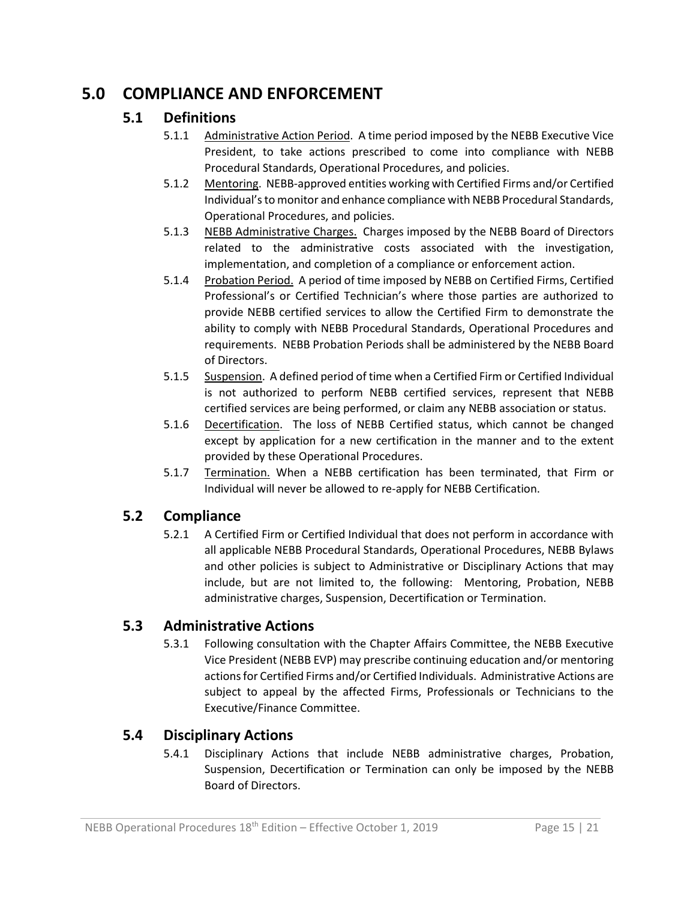# 5.0 COMPLIANCE AND ENFORCEMENT

## 5.1 Definitions

5.1.1 Administrative Action Period. A time period imposed by the NEBB Executive Vice President, to take actions prescribed to come into compliance with NEBB Procedural Standards, Operational Procedures, and policies.

5.1.2 Mentoring. NEBB-approved entities working with Certified Firms and/or Certified Individual's to monitor and enhance compliance with NEBB Procedural Standards, Operational Procedures, and policies.

5.1.3 NEBB Administrative Charges. Charges imposed by the NEBB Board of Directors related to the administrative costs associated with the investigation, implementation, and completion of a compliance or enforcement action.

5.1.4 Probation Period. A period of time imposed by NEBB on Certified Firms, Certified Professional's or Certified Technician's where those parties are authorized to provide NEBB certified services to allow the Certified Firm to demonstrate the ability to comply with NEBB Procedural Standards, Operational Procedures and requirements. NEBB Probation Periods shall be administered by the NEBB Board of Directors.

5.1.5 Suspension. A defined period of time when a Certified Firm or Certified Individual is not authorized to perform NEBB certified services, represent that NEBB certified services are being performed, or claim any NEBB association or status.

5.1.6 Decertification. The loss of NEBB Certified status, which cannot be changed except by application for a new certification in the manner and to the extent provided by these Operational Procedures.

5.1.7 Termination. When a NEBB certification has been terminated, that Firm or Individual will never be allowed to re-apply for NEBB Certification.

## 5.2 Compliance

5.2.1 A Certified Firm or Certified Individual that does not perform in accordance with all applicable NEBB Procedural Standards, Operational Procedures, NEBB Bylaws and other policies is subject to Administrative or Disciplinary Actions that may include, but are not limited to, the following: Mentoring, Probation, NEBB administrative charges, Suspension, Decertification or Termination.

## 5.3 Administrative Actions

5.3.1 Following consultation with the Chapter Affairs Committee, the NEBB Executive Vice President (NEBB EVP) may prescribe continuing education and/or mentoring actions for Certified Firms and/or Certified Individuals. Administrative Actions are subject to appeal by the affected Firms, Professionals or Technicians to the Executive/Finance Committee.

## 5.4 Disciplinary Actions

5.4.1 Disciplinary Actions that include NEBB administrative charges, Probation, Suspension, Decertification or Termination can only be imposed by the NEBB Board of Directors.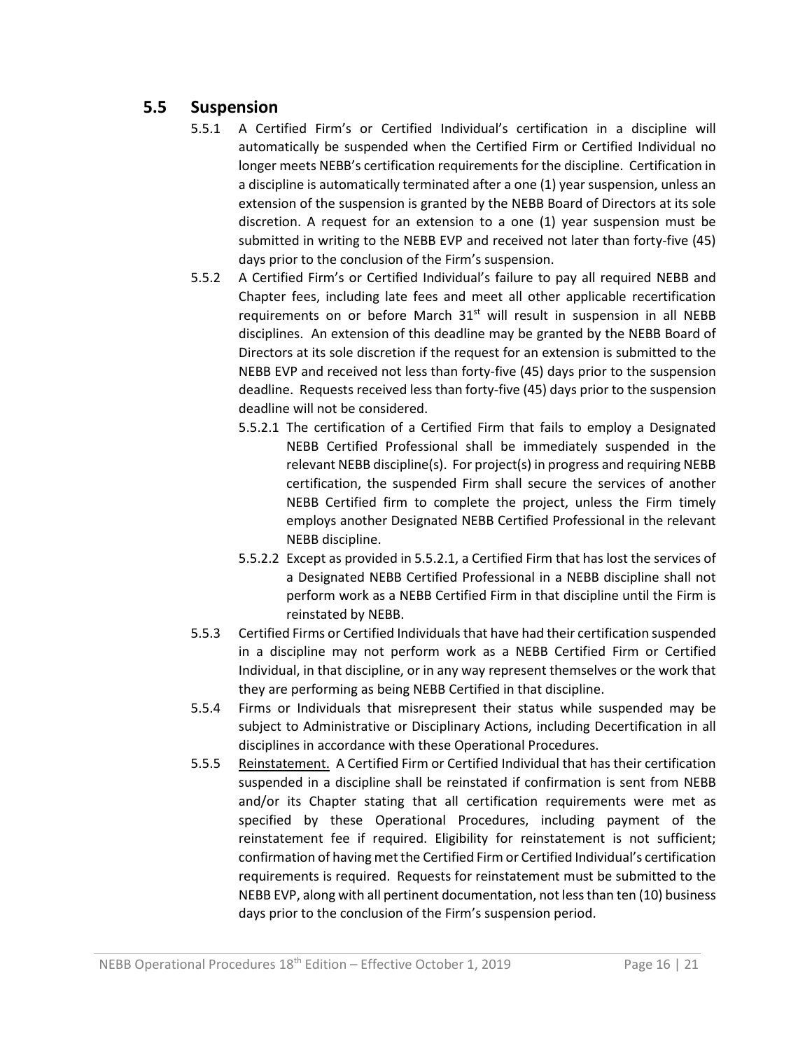## 5.5 Suspension

5.5.1 A Certified Firm's or Certified Individual's certification in a discipline will automatically be suspended when the Certified Firm or Certified Individual no longer meets NEBB's certification requirements for the discipline. Certification in a discipline is automatically terminated after a one (1) year suspension, unless an extension of the suspension is granted by the NEBB Board of Directors at its sole discretion. A request for an extension to a one (1) year suspension must be submitted in writing to the NEBB EVP and received not later than forty-five (45) days prior to the conclusion of the Firm's suspension.

5.5.2 A Certified Firm's or Certified Individual's failure to pay all required NEBB and Chapter fees, including late fees and meet all other applicable recertification requirements on or before March 31st will result in suspension in all NEBB disciplines. An extension of this deadline may be granted by the NEBB Board of Directors at its sole discretion if the request for an extension is submitted to the NEBB EVP and received not less than forty-five (45) days prior to the suspension deadline. Requests received less than forty-five (45) days prior to the suspension deadline will not be considered.

5.5.2.1 The certification of a Certified Firm that fails to employ a Designated NEBB Certified Professional shall be immediately suspended in the relevant NEBB discipline(s). For project(s) in progress and requiring NEBB certification, the suspended Firm shall secure the services of another NEBB Certified firm to complete the project, unless the Firm timely employs another Designated NEBB Certified Professional in the relevant NEBB discipline.

5.5.2.2 Except as provided in 5.5.2.1, a Certified Firm that has lost the services of a Designated NEBB Certified Professional in a NEBB discipline shall not perform work as a NEBB Certified Firm in that discipline until the Firm is reinstated by NEBB.

5.5.3 Certified Firms or Certified Individuals that have had their certification suspended in a discipline may not perform work as a NEBB Certified Firm or Certified Individual, in that discipline, or in any way represent themselves or the work that they are performing as being NEBB Certified in that discipline.

5.5.4 Firms or Individuals that misrepresent their status while suspended may be subject to Administrative or Disciplinary Actions, including Decertification in all disciplines in accordance with these Operational Procedures.

5.5.5 Reinstatement. A Certified Firm or Certified Individual that has their certification suspended in a discipline shall be reinstated if confirmation is sent from NEBB and/or its Chapter stating that all certification requirements were met as specified by these Operational Procedures, including payment of the reinstatement fee if required. Eligibility for reinstatement is not sufficient; confirmation of having met the Certified Firm or Certified Individual's certification requirements is required. Requests for reinstatement must be submitted to the NEBB EVP, along with all pertinent documentation, not less than ten (10) business days prior to the conclusion of the Firm's suspension period.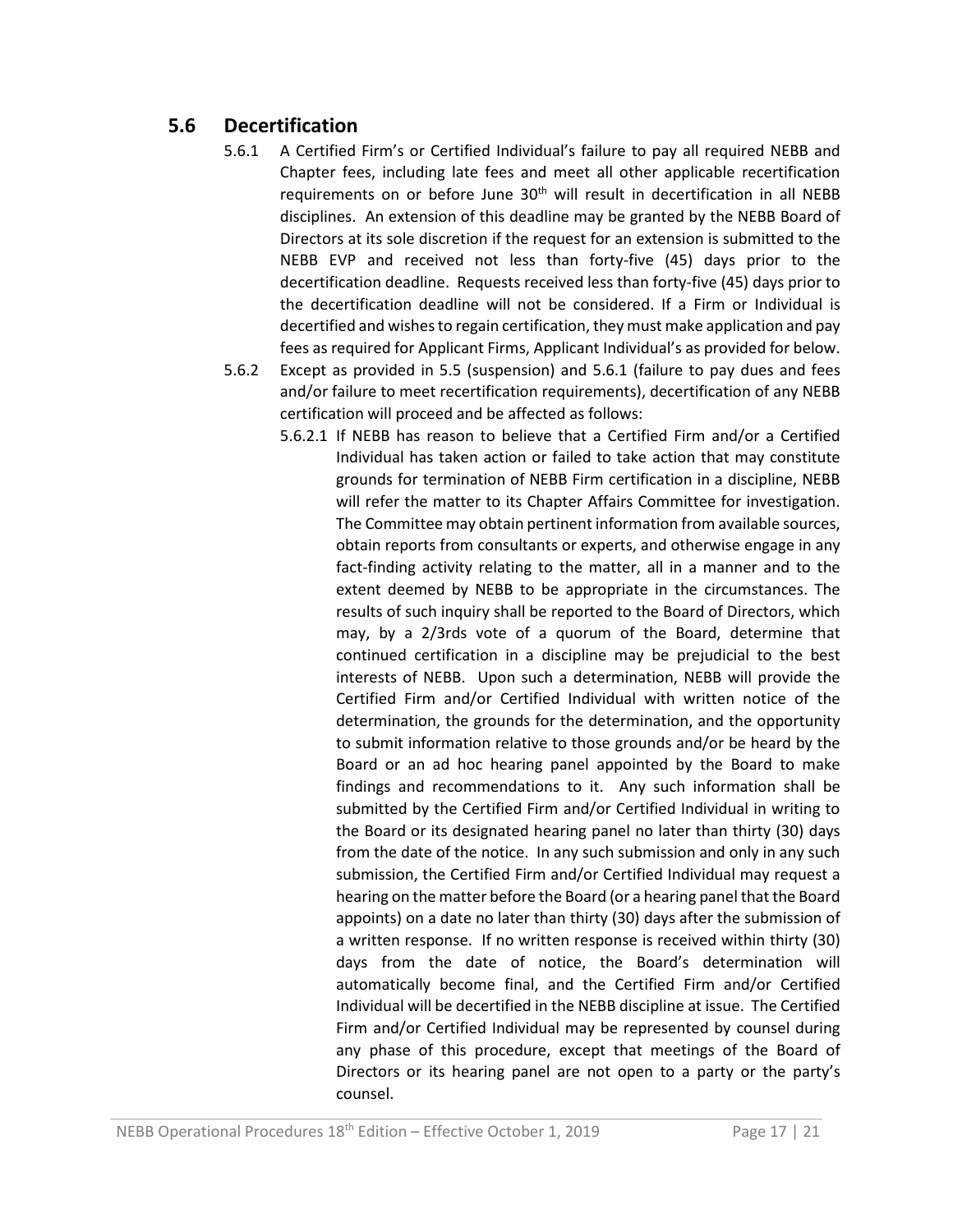## 5.6 Decertification

5.6.1 A Certified Firm's or Certified Individual's failure to pay all required NEBB and Chapter fees, including late fees and meet all other applicable recertification requirements on or before June 30th will result in decertification in all NEBB disciplines. An extension of this deadline may be granted by the NEBB Board of Directors at its sole discretion if the request for an extension is submitted to the NEBB EVP and received not less than forty-five (45) days prior to the decertification deadline. Requests received less than forty-five (45) days prior to the decertification deadline will not be considered. If a Firm or Individual is decertified and wishes to regain certification, they must make application and pay fees as required for Applicant Firms, Applicant Individual's as provided for below.

5.6.2 Except as provided in 5.5 (suspension) and 5.6.1 (failure to pay dues and fees and/or failure to meet recertification requirements), decertification of any NEBB certification will proceed and be affected as follows:

5.6.2.1 If NEBB has reason to believe that a Certified Firm and/or a Certified Individual has taken action or failed to take action that may constitute grounds for termination of NEBB Firm certification in a discipline, NEBB will refer the matter to its Chapter Affairs Committee for investigation. The Committee may obtain pertinent information from available sources, obtain reports from consultants or experts, and otherwise engage in any fact-finding activity relating to the matter, all in a manner and to the extent deemed by NEBB to be appropriate in the circumstances. The results of such inquiry shall be reported to the Board of Directors, which may, by a 2/3rds vote of a quorum of the Board, determine that continued certification in a discipline may be prejudicial to the best interests of NEBB. Upon such a determination, NEBB will provide the Certified Firm and/or Certified Individual with written notice of the determination, the grounds for the determination, and the opportunity to submit information relative to those grounds and/or be heard by the Board or an ad hoc hearing panel appointed by the Board to make findings and recommendations to it. Any such information shall be submitted by the Certified Firm and/or Certified Individual in writing to the Board or its designated hearing panel no later than thirty (30) days from the date of the notice. In any such submission and only in any such submission, the Certified Firm and/or Certified Individual may request a hearing on the matter before the Board (or a hearing panel that the Board appoints) on a date no later than thirty (30) days after the submission of a written response. If no written response is received within thirty (30) days from the date of notice, the Board's determination will automatically become final, and the Certified Firm and/or Certified Individual will be decertified in the NEBB discipline at issue. The Certified Firm and/or Certified Individual may be represented by counsel during any phase of this procedure, except that meetings of the Board of Directors or its hearing panel are not open to a party or the party's counsel.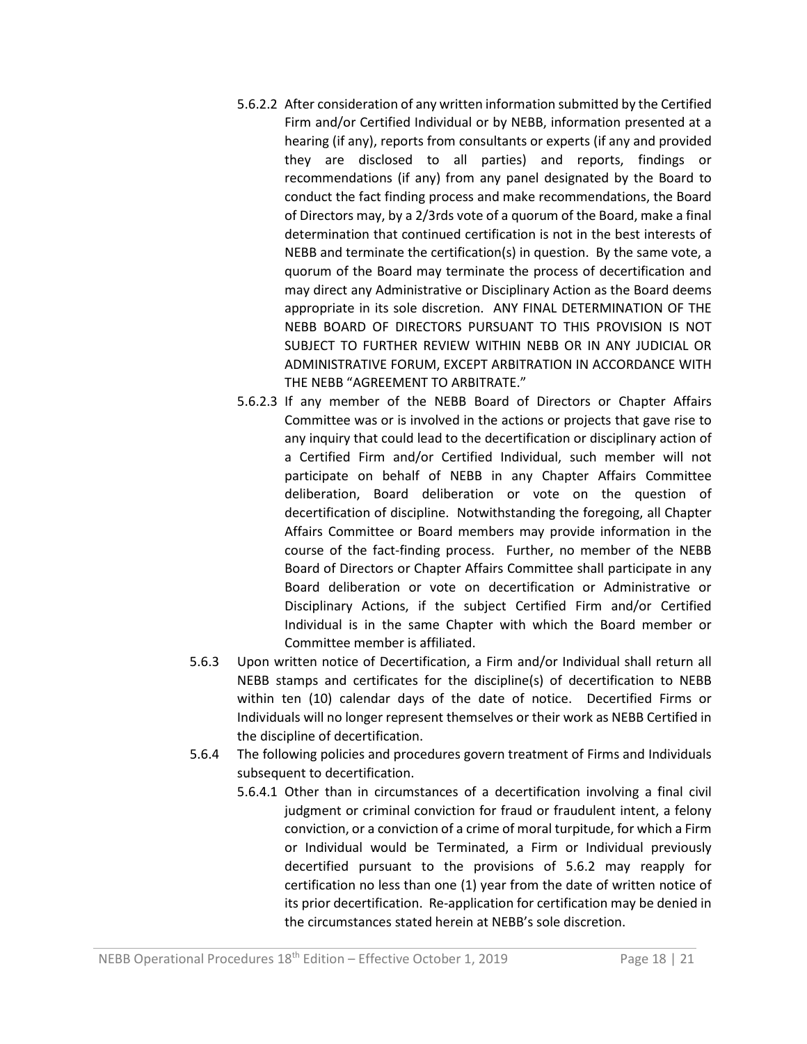- 5.6.2.2 After consideration of any written information submitted by the Certified Firm and/or Certified Individual or by NEBB, information presented at a hearing (if any), reports from consultants or experts (if any and provided they are disclosed to all parties) and reports, findings or recommendations (if any) from any panel designated by the Board to conduct the fact finding process and make recommendations, the Board of Directors may, by a 2/3rds vote of a quorum of the Board, make a final determination that continued certification is not in the best interests of NEBB and terminate the certification(s) in question. By the same vote, a quorum of the Board may terminate the process of decertification and may direct any Administrative or Disciplinary Action as the Board deems appropriate in its sole discretion. ANY FINAL DETERMINATION OF THE NEBB BOARD OF DIRECTORS PURSUANT TO THIS PROVISION IS NOT SUBJECT TO FURTHER REVIEW WITHIN NEBB OR IN ANY JUDICIAL OR ADMINISTRATIVE FORUM, EXCEPT ARBITRATION IN ACCORDANCE WITH THE NEBB "AGREEMENT TO ARBITRATE."
- 5.6.2.3 If any member of the NEBB Board of Directors or Chapter Affairs Committee was or is involved in the actions or projects that gave rise to any inquiry that could lead to the decertification or disciplinary action of a Certified Firm and/or Certified Individual, such member will not participate on behalf of NEBB in any Chapter Affairs Committee deliberation, Board deliberation or vote on the question of decertification of discipline. Notwithstanding the foregoing, all Chapter Affairs Committee or Board members may provide information in the course of the fact-finding process. Further, no member of the NEBB Board of Directors or Chapter Affairs Committee shall participate in any Board deliberation or vote on decertification or Administrative or Disciplinary Actions, if the subject Certified Firm and/or Certified Individual is in the same Chapter with which the Board member or Committee member is affiliated.

5.6.3 Upon written notice of Decertification, a Firm and/or Individual shall return all NEBB stamps and certificates for the discipline(s) of decertification to NEBB within ten (10) calendar days of the date of notice. Decertified Firms or Individuals will no longer represent themselves or their work as NEBB Certified in the discipline of decertification.

5.6.4 The following policies and procedures govern treatment of Firms and Individuals subsequent to decertification.

- 5.6.4.1 Other than in circumstances of a decertification involving a final civil judgment or criminal conviction for fraud or fraudulent intent, a felony conviction, or a conviction of a crime of moral turpitude, for which a Firm or Individual would be Terminated, a Firm or Individual previously decertified pursuant to the provisions of 5.6.2 may reapply for certification no less than one (1) year from the date of written notice of its prior decertification. Re-application for certification may be denied in the circumstances stated herein at NEBB's sole discretion.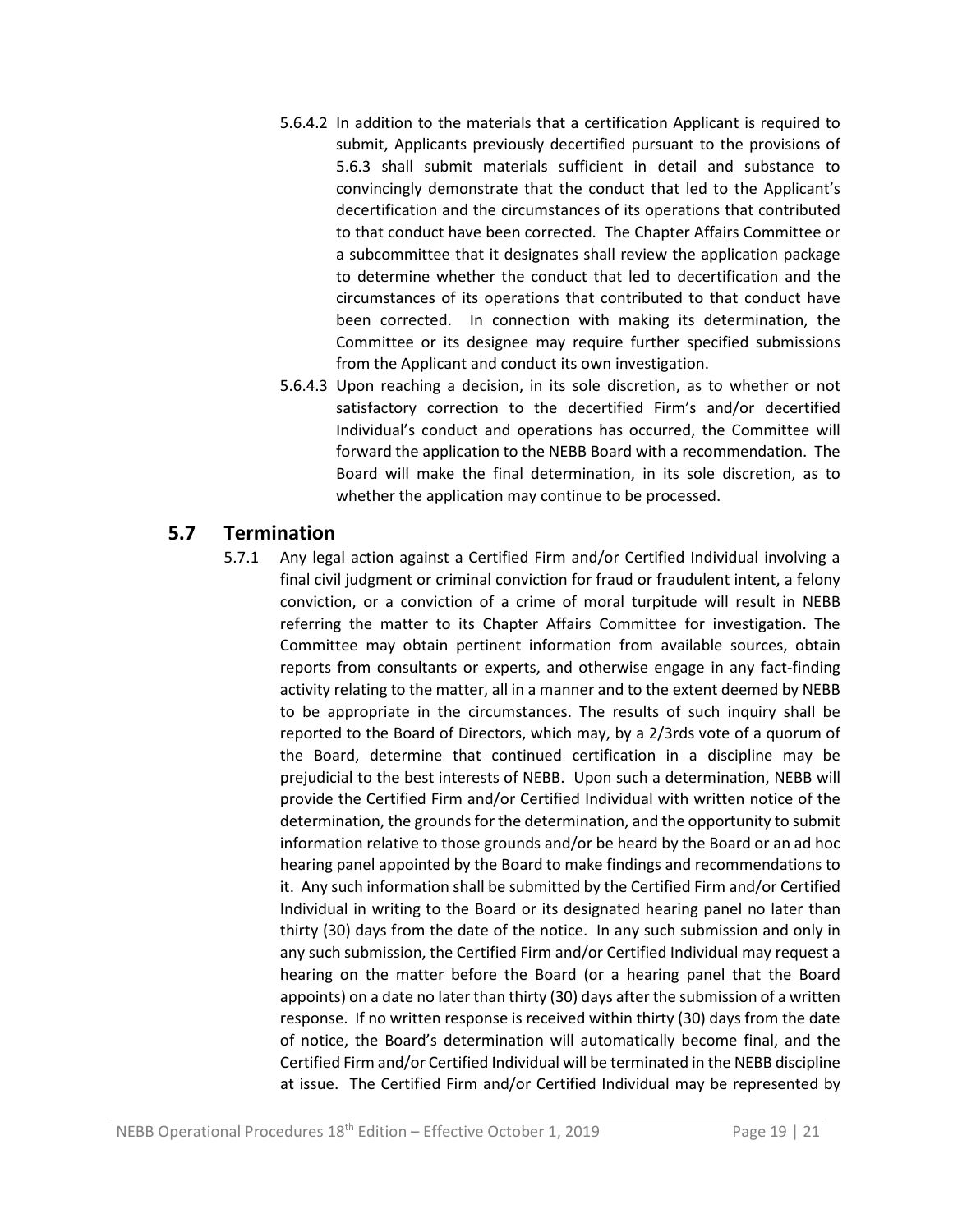5.6.4.2 In addition to the materials that a certification Applicant is required to submit, Applicants previously decertified pursuant to the provisions of 5.6.3 shall submit materials sufficient in detail and substance to convincingly demonstrate that the conduct that led to the Applicant's decertification and the circumstances of its operations that contributed to that conduct have been corrected. The Chapter Affairs Committee or a subcommittee that it designates shall review the application package to determine whether the conduct that led to decertification and the circumstances of its operations that contributed to that conduct have been corrected. In connection with making its determination, the Committee or its designee may require further specified submissions from the Applicant and conduct its own investigation.

5.6.4.3 Upon reaching a decision, in its sole discretion, as to whether or not satisfactory correction to the decertified Firm's and/or decertified Individual's conduct and operations has occurred, the Committee will forward the application to the NEBB Board with a recommendation. The Board will make the final determination, in its sole discretion, as to whether the application may continue to be processed.

## 5.7 Termination

5.7.1 Any legal action against a Certified Firm and/or Certified Individual involving a final civil judgment or criminal conviction for fraud or fraudulent intent, a felony conviction, or a conviction of a crime of moral turpitude will result in NEBB referring the matter to its Chapter Affairs Committee for investigation. The Committee may obtain pertinent information from available sources, obtain reports from consultants or experts, and otherwise engage in any fact-finding activity relating to the matter, all in a manner and to the extent deemed by NEBB to be appropriate in the circumstances. The results of such inquiry shall be reported to the Board of Directors, which may, by a 2/3rds vote of a quorum of the Board, determine that continued certification in a discipline may be prejudicial to the best interests of NEBB. Upon such a determination, NEBB will provide the Certified Firm and/or Certified Individual with written notice of the determination, the grounds for the determination, and the opportunity to submit information relative to those grounds and/or be heard by the Board or an ad hoc hearing panel appointed by the Board to make findings and recommendations to it. Any such information shall be submitted by the Certified Firm and/or Certified Individual in writing to the Board or its designated hearing panel no later than thirty (30) days from the date of the notice. In any such submission and only in any such submission, the Certified Firm and/or Certified Individual may request a hearing on the matter before the Board (or a hearing panel that the Board appoints) on a date no later than thirty (30) days after the submission of a written response. If no written response is received within thirty (30) days from the date of notice, the Board's determination will automatically become final, and the Certified Firm and/or Certified Individual will be terminated in the NEBB discipline at issue. The Certified Firm and/or Certified Individual may be represented by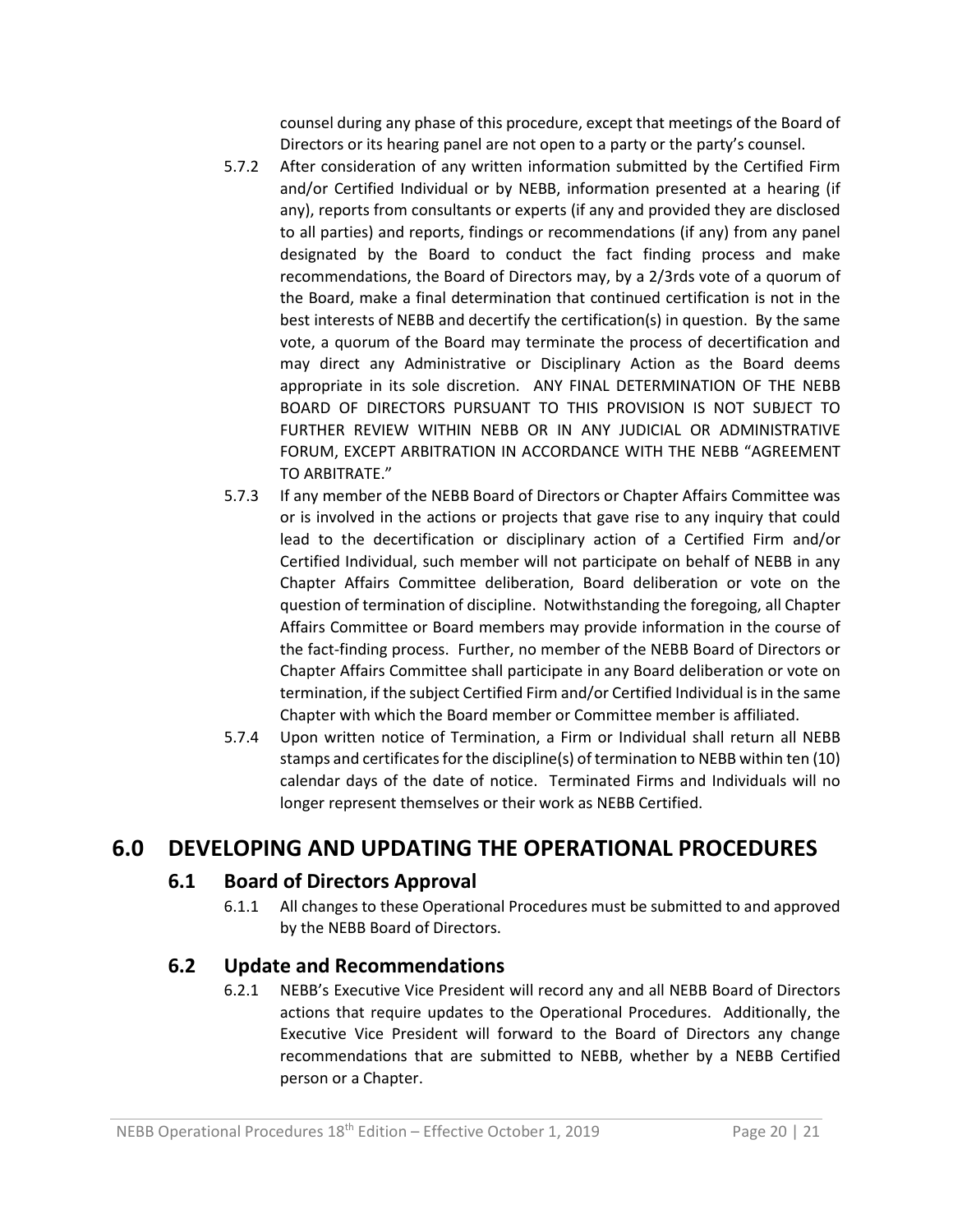counsel during any phase of this procedure, except that meetings of the Board of Directors or its hearing panel are not open to a party or the party's counsel.

5.7.2 After consideration of any written information submitted by the Certified Firm and/or Certified Individual or by NEBB, information presented at a hearing (if any), reports from consultants or experts (if any and provided they are disclosed to all parties) and reports, findings or recommendations (if any) from any panel designated by the Board to conduct the fact finding process and make recommendations, the Board of Directors may, by a 2/3rds vote of a quorum of the Board, make a final determination that continued certification is not in the best interests of NEBB and decertify the certification(s) in question. By the same vote, a quorum of the Board may terminate the process of decertification and may direct any Administrative or Disciplinary Action as the Board deems appropriate in its sole discretion. ANY FINAL DETERMINATION OF THE NEBB BOARD OF DIRECTORS PURSUANT TO THIS PROVISION IS NOT SUBJECT TO FURTHER REVIEW WITHIN NEBB OR IN ANY JUDICIAL OR ADMINISTRATIVE FORUM, EXCEPT ARBITRATION IN ACCORDANCE WITH THE NEBB "AGREEMENT TO ARBITRATE."

5.7.3 If any member of the NEBB Board of Directors or Chapter Affairs Committee was or is involved in the actions or projects that gave rise to any inquiry that could lead to the decertification or disciplinary action of a Certified Firm and/or Certified Individual, such member will not participate on behalf of NEBB in any Chapter Affairs Committee deliberation, Board deliberation or vote on the question of termination of discipline. Notwithstanding the foregoing, all Chapter Affairs Committee or Board members may provide information in the course of the fact-finding process. Further, no member of the NEBB Board of Directors or Chapter Affairs Committee shall participate in any Board deliberation or vote on termination, if the subject Certified Firm and/or Certified Individual is in the same Chapter with which the Board member or Committee member is affiliated.

5.7.4 Upon written notice of Termination, a Firm or Individual shall return all NEBB stamps and certificates for the discipline(s) of termination to NEBB within ten (10) calendar days of the date of notice. Terminated Firms and Individuals will no longer represent themselves or their work as NEBB Certified.

# 6.0 DEVELOPING AND UPDATING THE OPERATIONAL PROCEDURES

## 6.1 Board of Directors Approval

6.1.1 All changes to these Operational Procedures must be submitted to and approved by the NEBB Board of Directors.

## 6.2 Update and Recommendations

6.2.1 NEBB's Executive Vice President will record any and all NEBB Board of Directors actions that require updates to the Operational Procedures. Additionally, the Executive Vice President will forward to the Board of Directors any change recommendations that are submitted to NEBB, whether by a NEBB Certified person or a Chapter.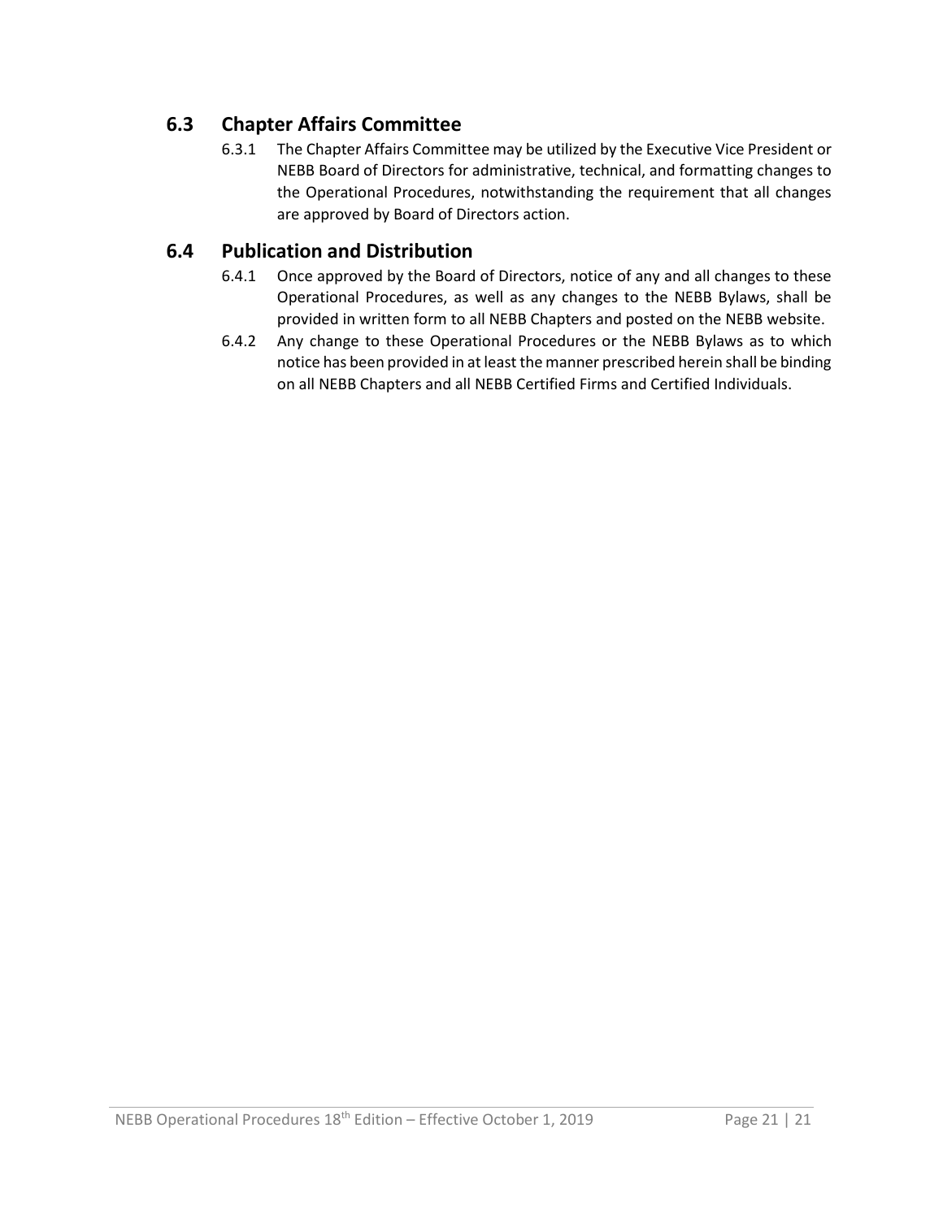## 6.3 Chapter Affairs Committee

6.3.1 The Chapter Affairs Committee may be utilized by the Executive Vice President or NEBB Board of Directors for administrative, technical, and formatting changes to the Operational Procedures, notwithstanding the requirement that all changes are approved by Board of Directors action.

## 6.4 Publication and Distribution

6.4.1 Once approved by the Board of Directors, notice of any and all changes to these Operational Procedures, as well as any changes to the NEBB Bylaws, shall be provided in written form to all NEBB Chapters and posted on the NEBB website.

6.4.2 Any change to these Operational Procedures or the NEBB Bylaws as to which notice has been provided in at least the manner prescribed herein shall be binding on all NEBB Chapters and all NEBB Certified Firms and Certified Individuals.